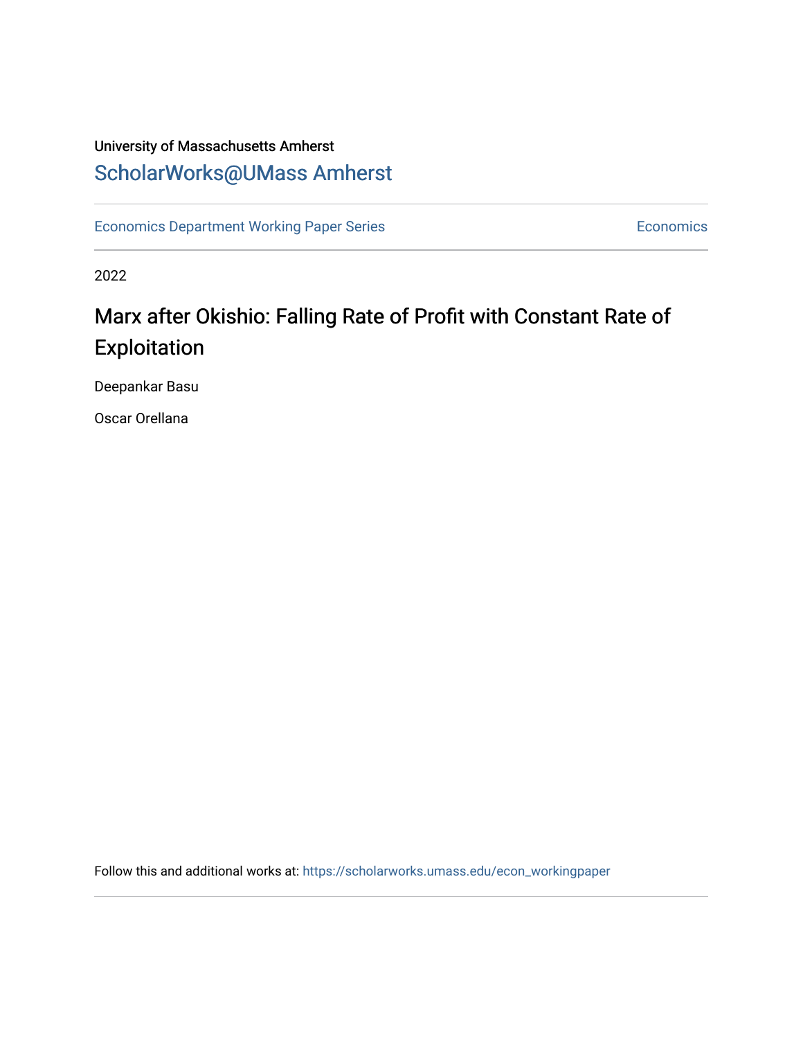University of Massachusetts Amherst

ScholarWorks@UMass Amherst

Economics Department Working Paper Series | Economics

2022

# Marx after Okishio: Falling Rate of Profit with Constant Rate of Exploitation

Deepankar Basu

Oscar Orellana

Follow this and additional works at: https://scholarworks.umass.edu/econ_workingpaper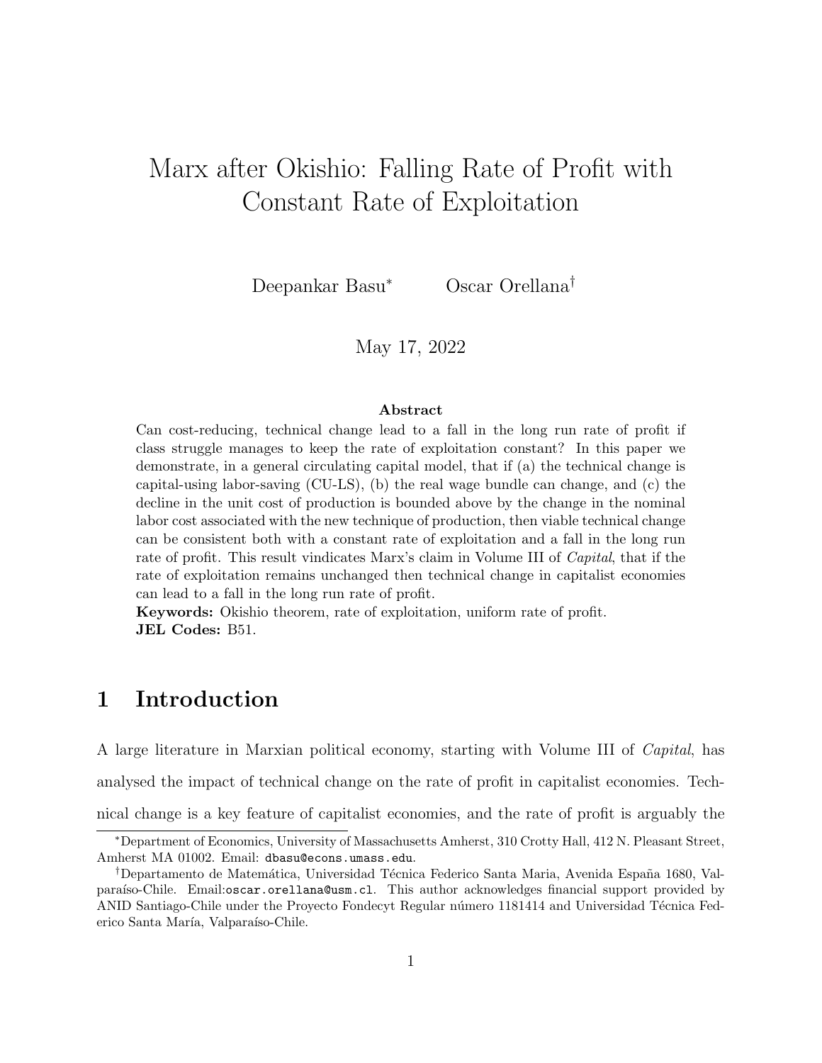# Marx after Okishio: Falling Rate of Profit with Constant Rate of Exploitation

Deepankar Basu[*] Oscar Orellana[†]

May 17, 2022

**Abstract**

Can cost-reducing, technical change lead to a fall in the long run rate of profit if class struggle manages to keep the rate of exploitation constant? In this paper we demonstrate, in a general circulating capital model, that if (a) the technical change is capital-using labor-saving (CU-LS), (b) the real wage bundle can change, and (c) the decline in the unit cost of production is bounded above by the change in the nominal labor cost associated with the new technique of production, then viable technical change can be consistent both with a constant rate of exploitation and a fall in the long run rate of profit. This result vindicates Marx's claim in Volume III of *Capital*, that if the rate of exploitation remains unchanged then technical change in capitalist economies can lead to a fall in the long run rate of profit.

**Keywords:** Okishio theorem, rate of exploitation, uniform rate of profit.
**JEL Codes:** B51.

## 1 Introduction

A large literature in Marxian political economy, starting with Volume III of *Capital*, has analysed the impact of technical change on the rate of profit in capitalist economies. Technical change is a key feature of capitalist economies, and the rate of profit is arguably the

[*] Department of Economics, University of Massachusetts Amherst, 310 Crotty Hall, 412 N. Pleasant Street, Amherst MA 01002. Email: dbasu@econs.umass.edu.

[†] Departamento de Matemática, Universidad Técnica Federico Santa Maria, Avenida España 1680, Valparaíso-Chile. Email:oscar.orellana@usm.cl. This author acknowledges financial support provided by ANID Santiago-Chile under the Proyecto Fondecyt Regular número 1181414 and Universidad Técnica Federico Santa María, Valparaíso-Chile.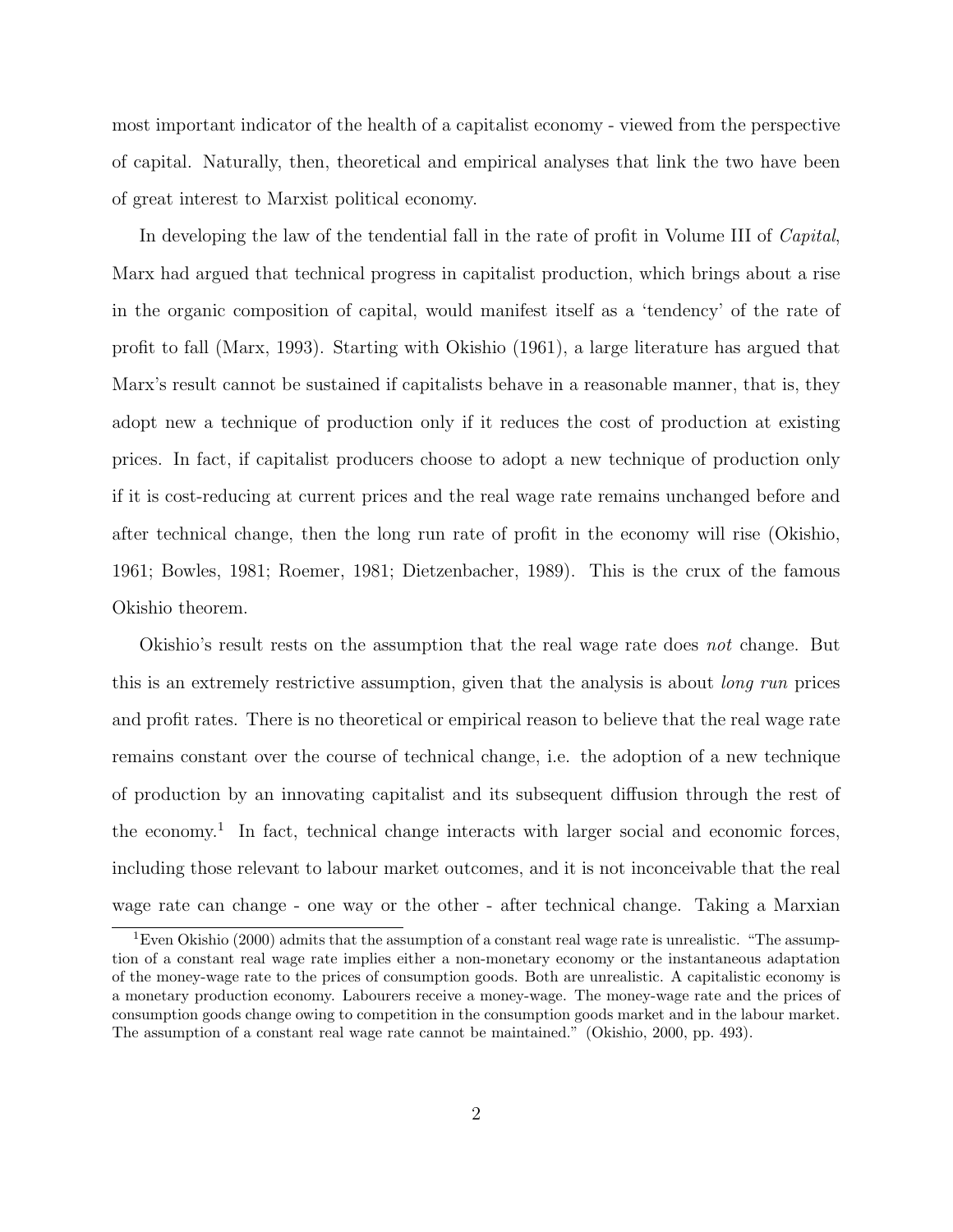most important indicator of the health of a capitalist economy - viewed from the perspective of capital. Naturally, then, theoretical and empirical analyses that link the two have been of great interest to Marxist political economy.

In developing the law of the tendential fall in the rate of profit in Volume III of *Capital*, Marx had argued that technical progress in capitalist production, which brings about a rise in the organic composition of capital, would manifest itself as a 'tendency' of the rate of profit to fall (Marx, 1993). Starting with Okishio (1961), a large literature has argued that Marx's result cannot be sustained if capitalists behave in a reasonable manner, that is, they adopt new a technique of production only if it reduces the cost of production at existing prices. In fact, if capitalist producers choose to adopt a new technique of production only if it is cost-reducing at current prices and the real wage rate remains unchanged before and after technical change, then the long run rate of profit in the economy will rise (Okishio, 1961; Bowles, 1981; Roemer, 1981; Dietzenbacher, 1989). This is the crux of the famous Okishio theorem.

Okishio's result rests on the assumption that the real wage rate does *not* change. But this is an extremely restrictive assumption, given that the analysis is about *long run* prices and profit rates. There is no theoretical or empirical reason to believe that the real wage rate remains constant over the course of technical change, i.e. the adoption of a new technique of production by an innovating capitalist and its subsequent diffusion through the rest of the economy.[1] In fact, technical change interacts with larger social and economic forces, including those relevant to labour market outcomes, and it is not inconceivable that the real wage rate can change - one way or the other - after technical change. Taking a Marxian

[1] Even Okishio (2000) admits that the assumption of a constant real wage rate is unrealistic. "The assumption of a constant real wage rate implies either a non-monetary economy or the instantaneous adaptation of the money-wage rate to the prices of consumption goods. Both are unrealistic. A capitalistic economy is a monetary production economy. Labourers receive a money-wage. The money-wage rate and the prices of consumption goods change owing to competition in the consumption goods market and in the labour market. The assumption of a constant real wage rate cannot be maintained." (Okishio, 2000, pp. 493).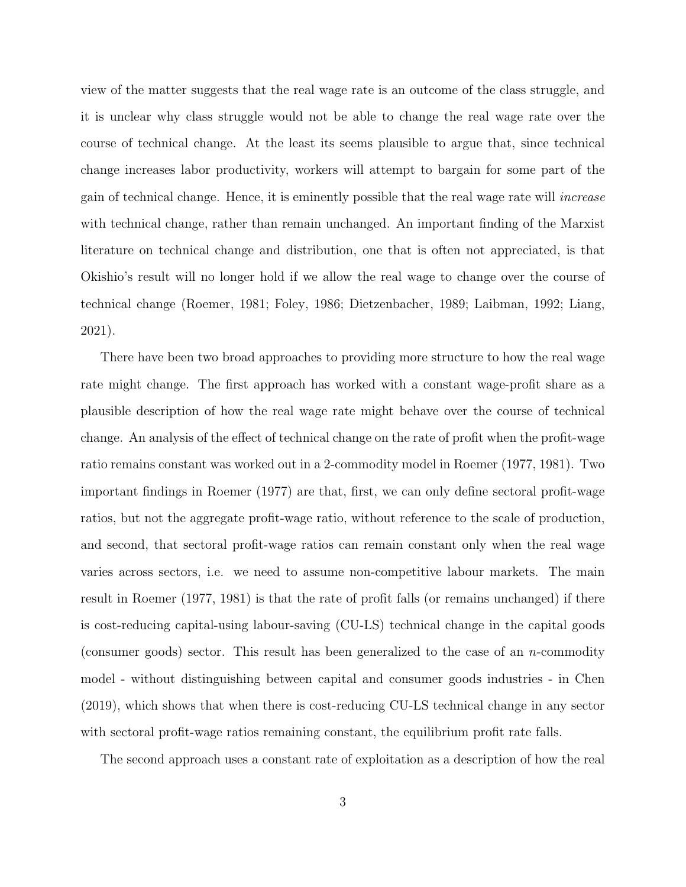view of the matter suggests that the real wage rate is an outcome of the class struggle, and it is unclear why class struggle would not be able to change the real wage rate over the course of technical change. At the least its seems plausible to argue that, since technical change increases labor productivity, workers will attempt to bargain for some part of the gain of technical change. Hence, it is eminently possible that the real wage rate will *increase* with technical change, rather than remain unchanged. An important finding of the Marxist literature on technical change and distribution, one that is often not appreciated, is that Okishio's result will no longer hold if we allow the real wage to change over the course of technical change (Roemer, 1981; Foley, 1986; Dietzenbacher, 1989; Laibman, 1992; Liang, 2021).

There have been two broad approaches to providing more structure to how the real wage rate might change. The first approach has worked with a constant wage-profit share as a plausible description of how the real wage rate might behave over the course of technical change. An analysis of the effect of technical change on the rate of profit when the profit-wage ratio remains constant was worked out in a 2-commodity model in Roemer (1977, 1981). Two important findings in Roemer (1977) are that, first, we can only define sectoral profit-wage ratios, but not the aggregate profit-wage ratio, without reference to the scale of production, and second, that sectoral profit-wage ratios can remain constant only when the real wage varies across sectors, i.e. we need to assume non-competitive labour markets. The main result in Roemer (1977, 1981) is that the rate of profit falls (or remains unchanged) if there is cost-reducing capital-using labour-saving (CU-LS) technical change in the capital goods (consumer goods) sector. This result has been generalized to the case of an $n$-commodity model - without distinguishing between capital and consumer goods industries - in Chen (2019), which shows that when there is cost-reducing CU-LS technical change in any sector with sectoral profit-wage ratios remaining constant, the equilibrium profit rate falls.

The second approach uses a constant rate of exploitation as a description of how the real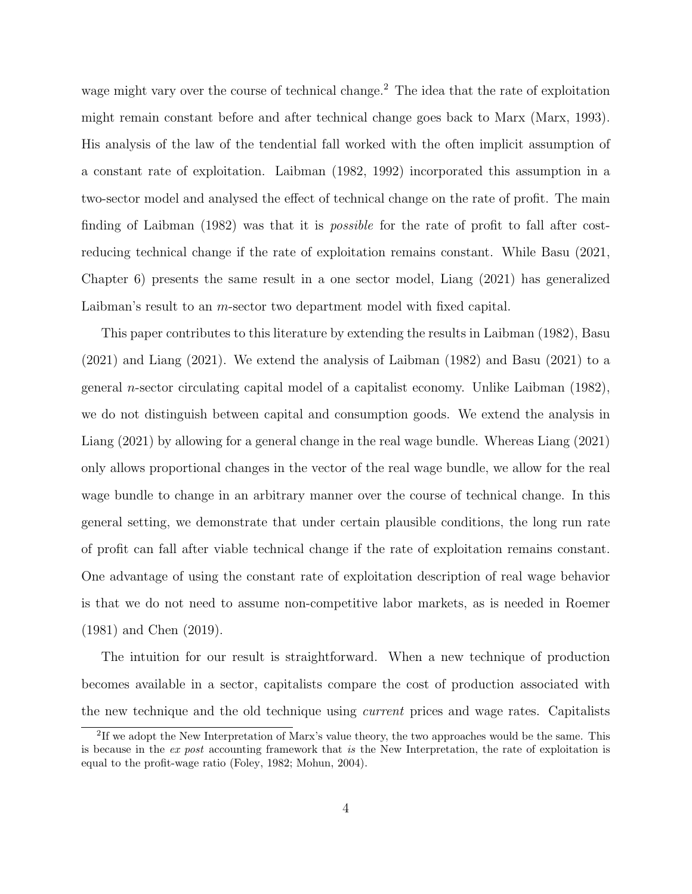wage might vary over the course of technical change.[2] The idea that the rate of exploitation might remain constant before and after technical change goes back to Marx (Marx, 1993). His analysis of the law of the tendential fall worked with the often implicit assumption of a constant rate of exploitation. Laibman (1982, 1992) incorporated this assumption in a two-sector model and analysed the effect of technical change on the rate of profit. The main finding of Laibman (1982) was that it is *possible* for the rate of profit to fall after cost-reducing technical change if the rate of exploitation remains constant. While Basu (2021, Chapter 6) presents the same result in a one sector model, Liang (2021) has generalized Laibman's result to an $m$-sector two department model with fixed capital.

This paper contributes to this literature by extending the results in Laibman (1982), Basu (2021) and Liang (2021). We extend the analysis of Laibman (1982) and Basu (2021) to a general $n$-sector circulating capital model of a capitalist economy. Unlike Laibman (1982), we do not distinguish between capital and consumption goods. We extend the analysis in Liang (2021) by allowing for a general change in the real wage bundle. Whereas Liang (2021) only allows proportional changes in the vector of the real wage bundle, we allow for the real wage bundle to change in an arbitrary manner over the course of technical change. In this general setting, we demonstrate that under certain plausible conditions, the long run rate of profit can fall after viable technical change if the rate of exploitation remains constant. One advantage of using the constant rate of exploitation description of real wage behavior is that we do not need to assume non-competitive labor markets, as is needed in Roemer (1981) and Chen (2019).

The intuition for our result is straightforward. When a new technique of production becomes available in a sector, capitalists compare the cost of production associated with the new technique and the old technique using *current* prices and wage rates. Capitalists

[2] If we adopt the New Interpretation of Marx's value theory, the two approaches would be the same. This is because in the *ex post* accounting framework that *is* the New Interpretation, the rate of exploitation is equal to the profit-wage ratio (Foley, 1982; Mohun, 2004).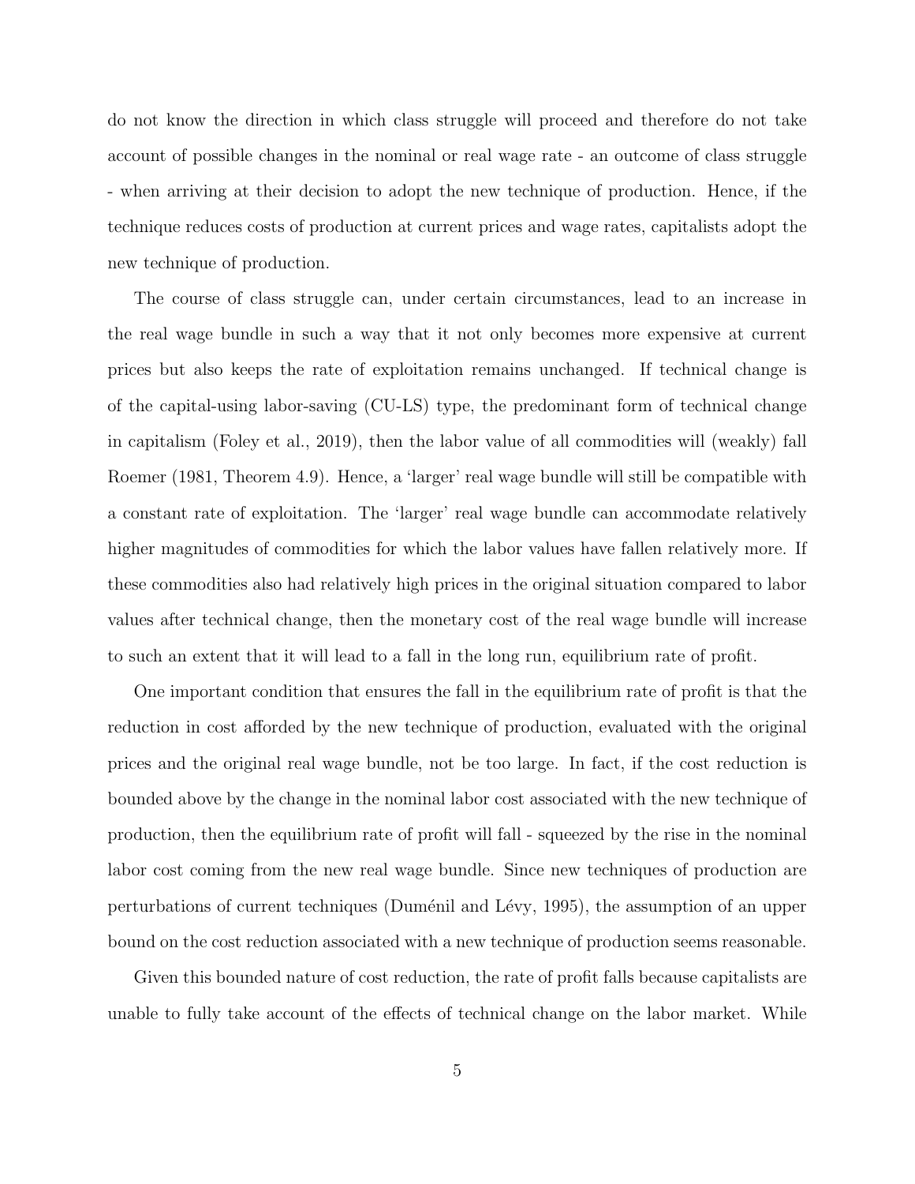do not know the direction in which class struggle will proceed and therefore do not take account of possible changes in the nominal or real wage rate - an outcome of class struggle - when arriving at their decision to adopt the new technique of production. Hence, if the technique reduces costs of production at current prices and wage rates, capitalists adopt the new technique of production.

The course of class struggle can, under certain circumstances, lead to an increase in the real wage bundle in such a way that it not only becomes more expensive at current prices but also keeps the rate of exploitation remains unchanged. If technical change is of the capital-using labor-saving (CU-LS) type, the predominant form of technical change in capitalism (Foley et al., 2019), then the labor value of all commodities will (weakly) fall Roemer (1981, Theorem 4.9). Hence, a 'larger' real wage bundle will still be compatible with a constant rate of exploitation. The 'larger' real wage bundle can accommodate relatively higher magnitudes of commodities for which the labor values have fallen relatively more. If these commodities also had relatively high prices in the original situation compared to labor values after technical change, then the monetary cost of the real wage bundle will increase to such an extent that it will lead to a fall in the long run, equilibrium rate of profit.

One important condition that ensures the fall in the equilibrium rate of profit is that the reduction in cost afforded by the new technique of production, evaluated with the original prices and the original real wage bundle, not be too large. In fact, if the cost reduction is bounded above by the change in the nominal labor cost associated with the new technique of production, then the equilibrium rate of profit will fall - squeezed by the rise in the nominal labor cost coming from the new real wage bundle. Since new techniques of production are perturbations of current techniques (Duménil and Lévy, 1995), the assumption of an upper bound on the cost reduction associated with a new technique of production seems reasonable.

Given this bounded nature of cost reduction, the rate of profit falls because capitalists are unable to fully take account of the effects of technical change on the labor market. While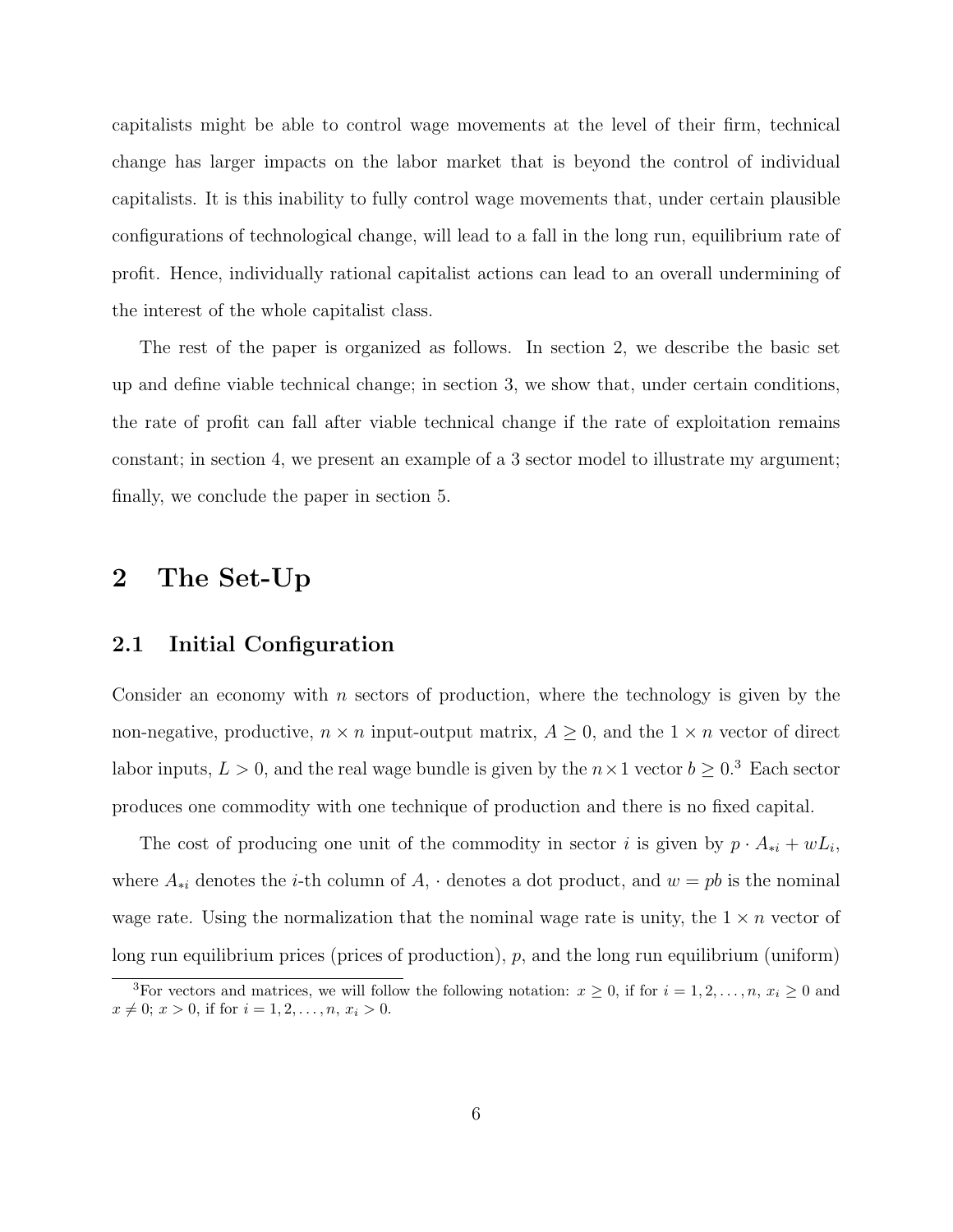capitalists might be able to control wage movements at the level of their firm, technical change has larger impacts on the labor market that is beyond the control of individual capitalists. It is this inability to fully control wage movements that, under certain plausible configurations of technological change, will lead to a fall in the long run, equilibrium rate of profit. Hence, individually rational capitalist actions can lead to an overall undermining of the interest of the whole capitalist class.

The rest of the paper is organized as follows. In section 2, we describe the basic set up and define viable technical change; in section 3, we show that, under certain conditions, the rate of profit can fall after viable technical change if the rate of exploitation remains constant; in section 4, we present an example of a 3 sector model to illustrate my argument; finally, we conclude the paper in section 5.

# 2 The Set-Up

## 2.1 Initial Configuration

Consider an economy with $n$ sectors of production, where the technology is given by the non-negative, productive, $n \times n$ input-output matrix, $A \geq 0$, and the $1 \times n$ vector of direct labor inputs, $L > 0$, and the real wage bundle is given by the $n \times 1$ vector $b \geq 0$.[3] Each sector produces one commodity with one technique of production and there is no fixed capital.

The cost of producing one unit of the commodity in sector $i$ is given by $p \cdot A_{*i} + wL_i$, where $A_{*i}$ denotes the $i$-th column of $A$, $\cdot$ denotes a dot product, and $w = pb$ is the nominal wage rate. Using the normalization that the nominal wage rate is unity, the $1 \times n$ vector of long run equilibrium prices (prices of production), $p$, and the long run equilibrium (uniform)

[3]For vectors and matrices, we will follow the following notation: $x \geq 0$, if for $i = 1, 2, \ldots, n$, $x_i \geq 0$ and $x \neq 0$; $x > 0$, if for $i = 1, 2, \ldots, n$, $x_i > 0$.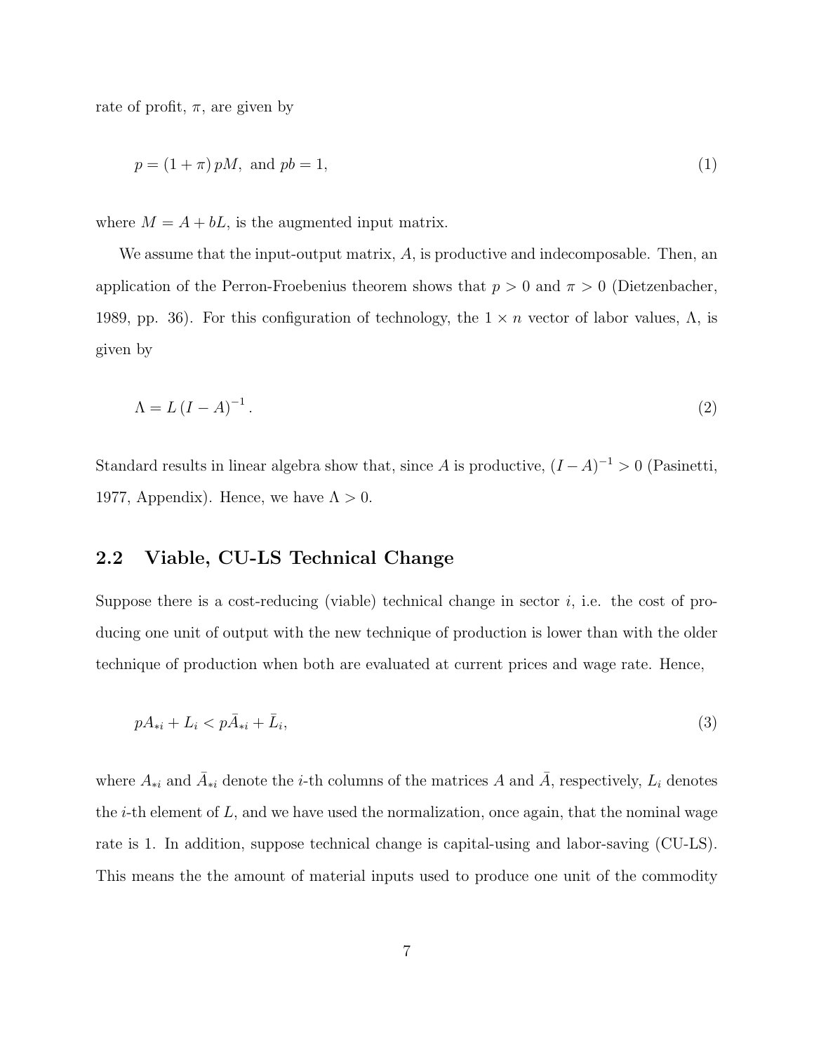rate of profit, $\pi$, are given by

$$p = (1+\pi)\, pM, \text{ and } pb = 1, \tag{1}$$

where $M = A + bL$, is the augmented input matrix.

We assume that the input-output matrix, $A$, is productive and indecomposable. Then, an application of the Perron-Froebenius theorem shows that $p > 0$ and $\pi > 0$ (Dietzenbacher, 1989, pp. 36). For this configuration of technology, the $1 \times n$ vector of labor values, $\Lambda$, is given by

$$\Lambda = L\,(I - A)^{-1}. \tag{2}$$

Standard results in linear algebra show that, since $A$ is productive, $(I - A)^{-1} > 0$ (Pasinetti, 1977, Appendix). Hence, we have $\Lambda > 0$.

## 2.2 Viable, CU-LS Technical Change

Suppose there is a cost-reducing (viable) technical change in sector $i$, i.e. the cost of producing one unit of output with the new technique of production is lower than with the older technique of production when both are evaluated at current prices and wage rate. Hence,

$$pA_{*i} + L_i < p\bar{A}_{*i} + \bar{L}_i, \tag{3}$$

where $A_{*i}$ and $\bar{A}_{*i}$ denote the $i$-th columns of the matrices $A$ and $\bar{A}$, respectively, $L_i$ denotes the $i$-th element of $L$, and we have used the normalization, once again, that the nominal wage rate is 1. In addition, suppose technical change is capital-using and labor-saving (CU-LS). This means the the amount of material inputs used to produce one unit of the commodity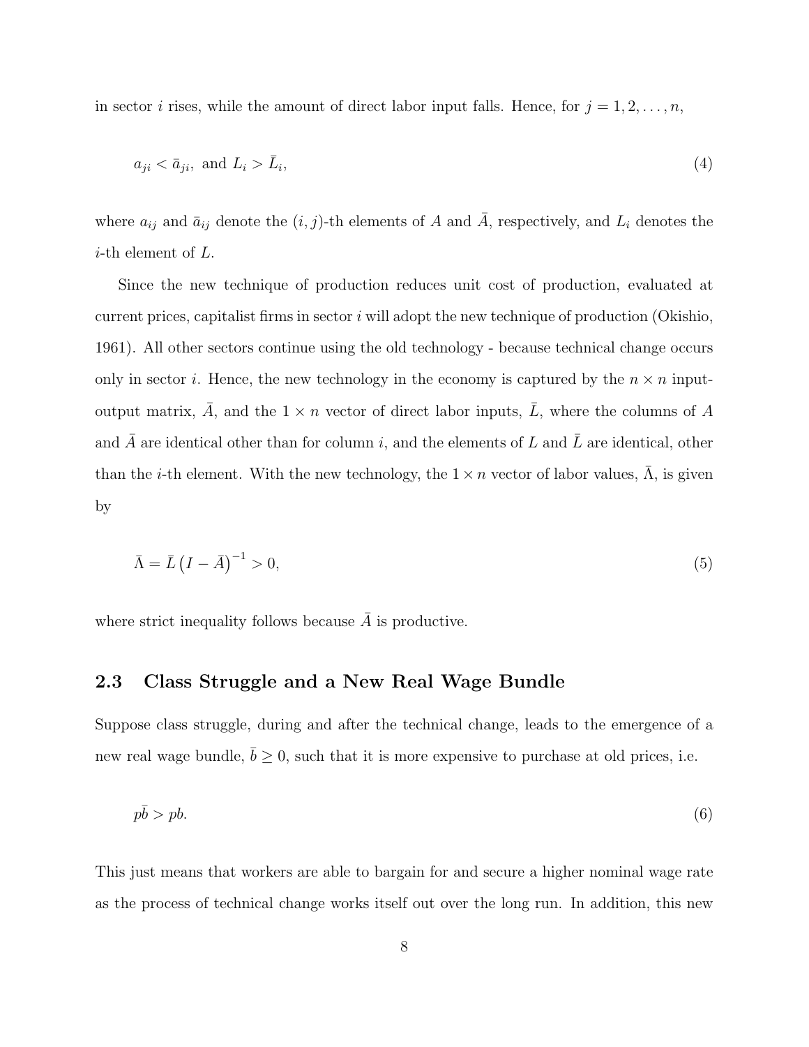in sector $i$ rises, while the amount of direct labor input falls. Hence, for $j = 1, 2, \ldots, n$,

$$a_{ji} < \bar{a}_{ji}, \text{ and } L_i > \bar{L}_i, \tag{4}$$

where $a_{ij}$ and $\bar{a}_{ij}$ denote the $(i, j)$-th elements of $A$ and $\bar{A}$, respectively, and $L_i$ denotes the $i$-th element of $L$.

Since the new technique of production reduces unit cost of production, evaluated at current prices, capitalist firms in sector $i$ will adopt the new technique of production (Okishio, 1961). All other sectors continue using the old technology - because technical change occurs only in sector $i$. Hence, the new technology in the economy is captured by the $n \times n$ input-output matrix, $\bar{A}$, and the $1 \times n$ vector of direct labor inputs, $\bar{L}$, where the columns of $A$ and $\bar{A}$ are identical other than for column $i$, and the elements of $L$ and $\bar{L}$ are identical, other than the $i$-th element. With the new technology, the $1 \times n$ vector of labor values, $\bar{\Lambda}$, is given by

$$\bar{\Lambda} = \bar{L} \left( I - \bar{A} \right)^{-1} > 0, \tag{5}$$

where strict inequality follows because $\bar{A}$ is productive.

## 2.3 Class Struggle and a New Real Wage Bundle

Suppose class struggle, during and after the technical change, leads to the emergence of a new real wage bundle, $\bar{b} \geq 0$, such that it is more expensive to purchase at old prices, i.e.

$$p\bar{b} > pb. \tag{6}$$

This just means that workers are able to bargain for and secure a higher nominal wage rate as the process of technical change works itself out over the long run. In addition, this new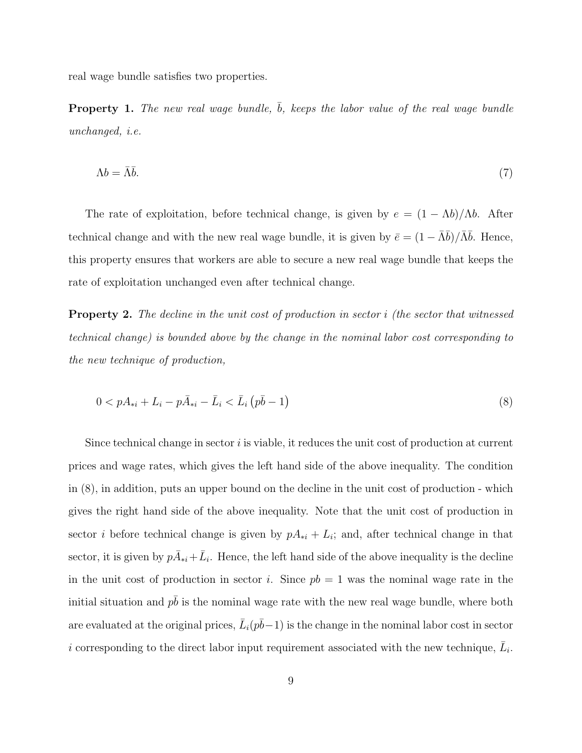real wage bundle satisfies two properties.

**Property 1.** *The new real wage bundle, $\bar{b}$, keeps the labor value of the real wage bundle unchanged, i.e.*

$$\Lambda b = \bar{\Lambda}\bar{b}. \tag{7}$$

The rate of exploitation, before technical change, is given by $e = (1 - \Lambda b)/\Lambda b$. After technical change and with the new real wage bundle, it is given by $\bar{e} = (1 - \bar{\Lambda}\bar{b})/\bar{\Lambda}\bar{b}$. Hence, this property ensures that workers are able to secure a new real wage bundle that keeps the rate of exploitation unchanged even after technical change.

**Property 2.** *The decline in the unit cost of production in sector $i$ (the sector that witnessed technical change) is bounded above by the change in the nominal labor cost corresponding to the new technique of production,*

$$0 < pA_{*i} + L_i - p\bar{A}_{*i} - \bar{L}_i < \bar{L}_i \left(p\bar{b} - 1\right) \tag{8}$$

Since technical change in sector $i$ is viable, it reduces the unit cost of production at current prices and wage rates, which gives the left hand side of the above inequality. The condition in (8), in addition, puts an upper bound on the decline in the unit cost of production - which gives the right hand side of the above inequality. Note that the unit cost of production in sector $i$ before technical change is given by $pA_{*i} + L_i$; and, after technical change in that sector, it is given by $p\bar{A}_{*i} + \bar{L}_i$. Hence, the left hand side of the above inequality is the decline in the unit cost of production in sector $i$. Since $pb = 1$ was the nominal wage rate in the initial situation and $p\bar{b}$ is the nominal wage rate with the new real wage bundle, where both are evaluated at the original prices, $\bar{L}_i(p\bar{b} - 1)$ is the change in the nominal labor cost in sector $i$ corresponding to the direct labor input requirement associated with the new technique, $\bar{L}_i$.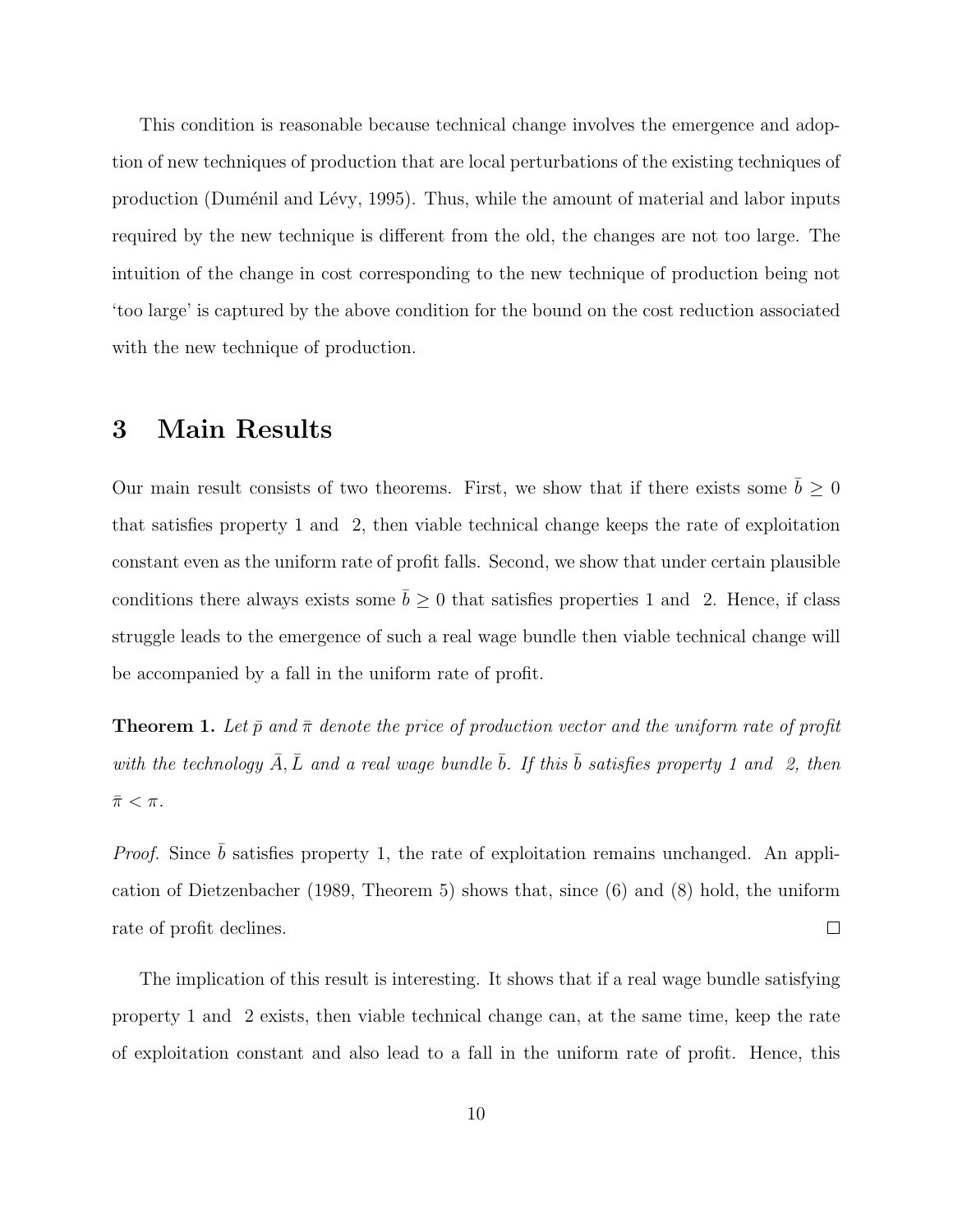This condition is reasonable because technical change involves the emergence and adoption of new techniques of production that are local perturbations of the existing techniques of production (Duménil and Lévy, 1995). Thus, while the amount of material and labor inputs required by the new technique is different from the old, the changes are not too large. The intuition of the change in cost corresponding to the new technique of production being not 'too large' is captured by the above condition for the bound on the cost reduction associated with the new technique of production.

## 3 Main Results

Our main result consists of two theorems. First, we show that if there exists some $\bar{b} \geq 0$ that satisfies property 1 and 2, then viable technical change keeps the rate of exploitation constant even as the uniform rate of profit falls. Second, we show that under certain plausible conditions there always exists some $\bar{b} \geq 0$ that satisfies properties 1 and 2. Hence, if class struggle leads to the emergence of such a real wage bundle then viable technical change will be accompanied by a fall in the uniform rate of profit.

**Theorem 1.** *Let $\bar{p}$ and $\bar{\pi}$ denote the price of production vector and the uniform rate of profit with the technology $\bar{A}, \bar{L}$ and a real wage bundle $\bar{b}$. If this $\bar{b}$ satisfies property 1 and 2, then $\bar{\pi} < \pi$.*

*Proof.* Since $\bar{b}$ satisfies property 1, the rate of exploitation remains unchanged. An application of Dietzenbacher (1989, Theorem 5) shows that, since (6) and (8) hold, the uniform rate of profit declines. □

The implication of this result is interesting. It shows that if a real wage bundle satisfying property 1 and 2 exists, then viable technical change can, at the same time, keep the rate of exploitation constant and also lead to a fall in the uniform rate of profit. Hence, this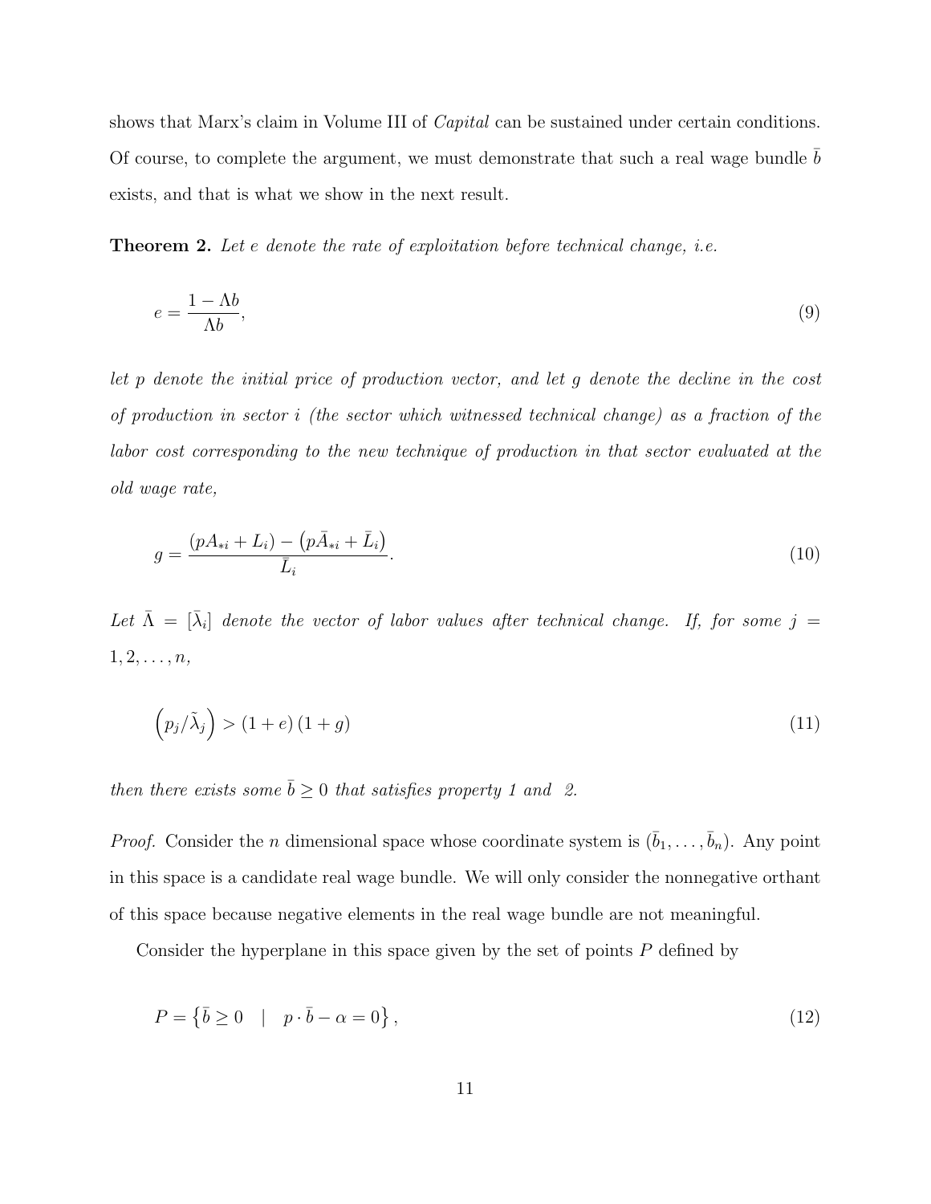shows that Marx's claim in Volume III of *Capital* can be sustained under certain conditions. Of course, to complete the argument, we must demonstrate that such a real wage bundle $\bar{b}$ exists, and that is what we show in the next result.

**Theorem 2.** *Let $e$ denote the rate of exploitation before technical change, i.e.*

$$e = \frac{1 - \Lambda b}{\Lambda b}, \tag{9}$$

*let $p$ denote the initial price of production vector, and let $g$ denote the decline in the cost of production in sector $i$ (the sector which witnessed technical change) as a fraction of the labor cost corresponding to the new technique of production in that sector evaluated at the old wage rate,*

$$g = \frac{(pA_{*i} + L_i) - \left(p\bar{A}_{*i} + \bar{L}_i\right)}{\bar{L}_i}. \tag{10}$$

*Let $\bar{\Lambda} = [\bar{\lambda}_i]$ denote the vector of labor values after technical change. If, for some $j = 1, 2, \ldots, n$,*

$$\left(p_j / \tilde{\lambda}_j\right) > (1 + e)(1 + g) \tag{11}$$

*then there exists some $\bar{b} \geq 0$ that satisfies property 1 and 2.*

*Proof.* Consider the $n$ dimensional space whose coordinate system is $(\bar{b}_1, \ldots, \bar{b}_n)$. Any point in this space is a candidate real wage bundle. We will only consider the nonnegative orthant of this space because negative elements in the real wage bundle are not meaningful.

Consider the hyperplane in this space given by the set of points $P$ defined by

$$P = \left\{\bar{b} \geq 0 \quad | \quad p \cdot \bar{b} - \alpha = 0\right\}, \tag{12}$$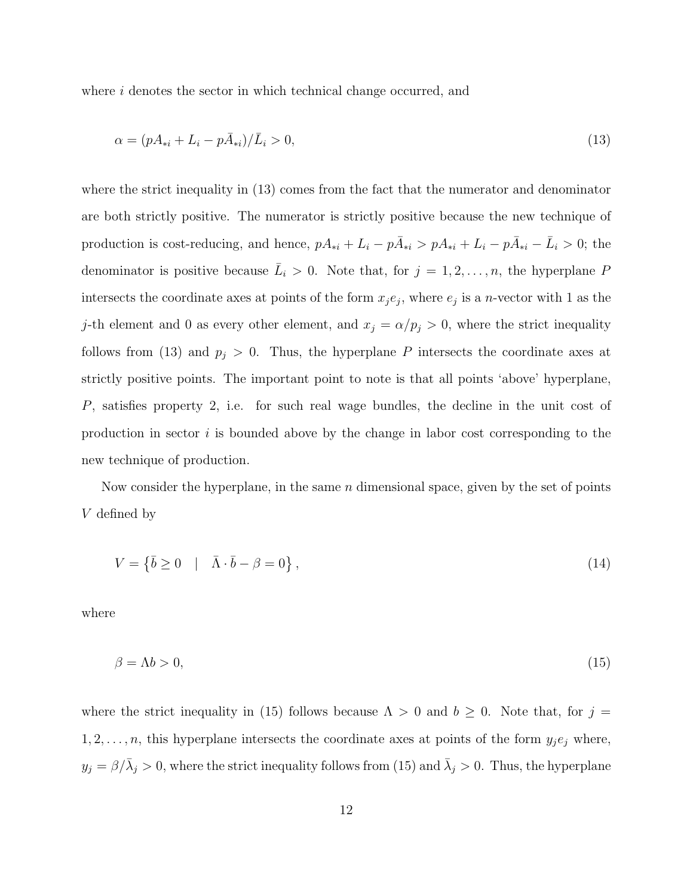where $i$ denotes the sector in which technical change occurred, and

$$\alpha = (pA_{*i} + L_i - p\bar{A}_{*i})/\bar{L}_i > 0, \tag{13}$$

where the strict inequality in (13) comes from the fact that the numerator and denominator are both strictly positive. The numerator is strictly positive because the new technique of production is cost-reducing, and hence, $pA_{*i} + L_i - p\bar{A}_{*i} > pA_{*i} + L_i - p\bar{A}_{*i} - \bar{L}_i > 0$; the denominator is positive because $\bar{L}_i > 0$. Note that, for $j = 1, 2, \ldots, n$, the hyperplane $P$ intersects the coordinate axes at points of the form $x_j e_j$, where $e_j$ is a $n$-vector with 1 as the $j$-th element and 0 as every other element, and $x_j = \alpha/p_j > 0$, where the strict inequality follows from (13) and $p_j > 0$. Thus, the hyperplane $P$ intersects the coordinate axes at strictly positive points. The important point to note is that all points 'above' hyperplane, $P$, satisfies property 2, i.e. for such real wage bundles, the decline in the unit cost of production in sector $i$ is bounded above by the change in labor cost corresponding to the new technique of production.

Now consider the hyperplane, in the same $n$ dimensional space, given by the set of points $V$ defined by

$$V = \left\{ \bar{b} \geq 0 \quad | \quad \bar{\Lambda} \cdot \bar{b} - \beta = 0 \right\}, \tag{14}$$

where

$$\beta = \Lambda b > 0, \tag{15}$$

where the strict inequality in (15) follows because $\Lambda > 0$ and $b \geq 0$. Note that, for $j = 1, 2, \ldots, n$, this hyperplane intersects the coordinate axes at points of the form $y_j e_j$ where, $y_j = \beta/\bar{\lambda}_j > 0$, where the strict inequality follows from (15) and $\bar{\lambda}_j > 0$. Thus, the hyperplane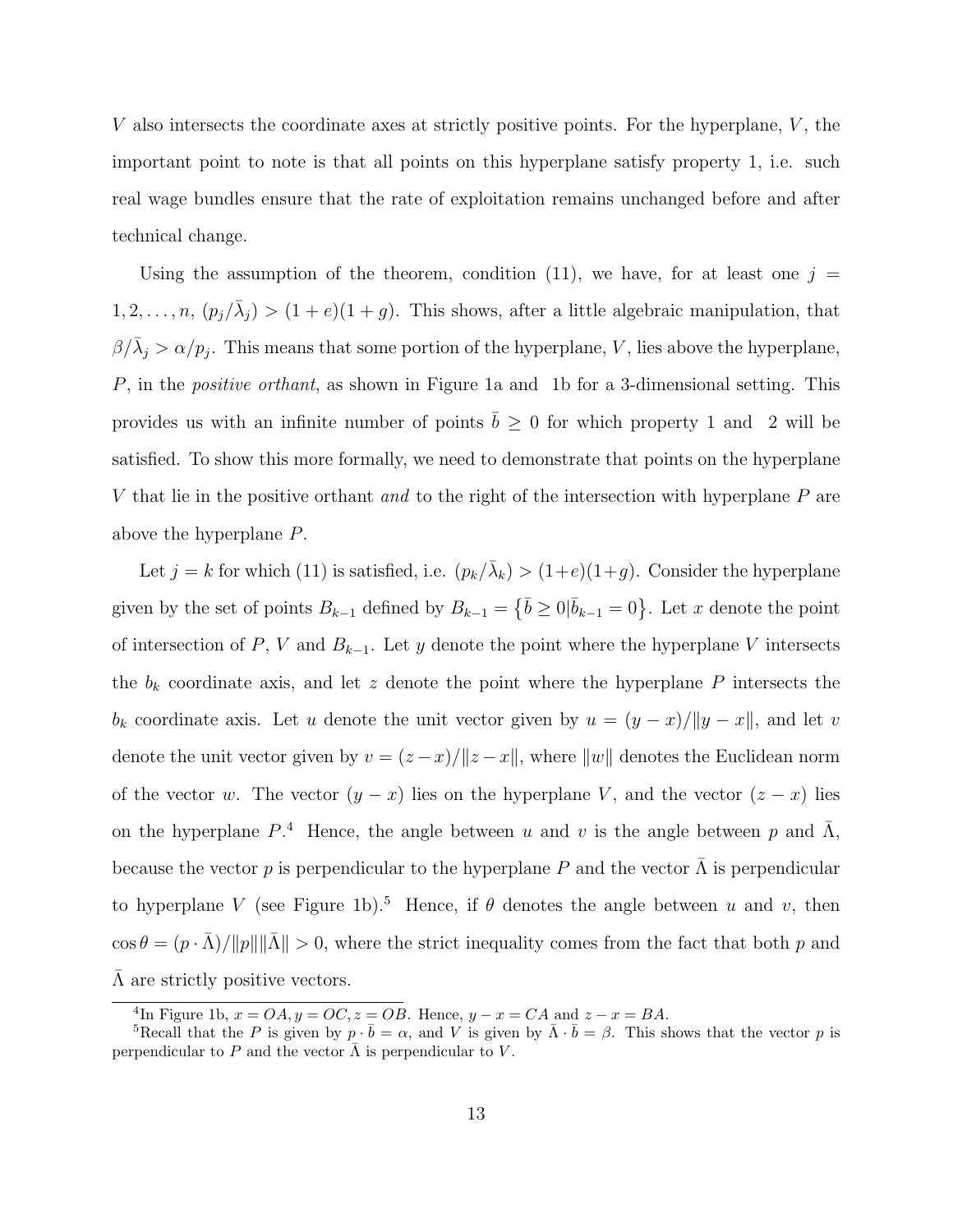$V$ also intersects the coordinate axes at strictly positive points. For the hyperplane, $V$, the important point to note is that all points on this hyperplane satisfy property 1, i.e. such real wage bundles ensure that the rate of exploitation remains unchanged before and after technical change.

Using the assumption of the theorem, condition (11), we have, for at least one $j = 1, 2, \ldots, n$, $(p_j/\bar{\lambda}_j) > (1+e)(1+g)$. This shows, after a little algebraic manipulation, that $\beta/\bar{\lambda}_j > \alpha/p_j$. This means that some portion of the hyperplane, $V$, lies above the hyperplane, $P$, in the *positive orthant*, as shown in Figure 1a and 1b for a 3-dimensional setting. This provides us with an infinite number of points $\bar{b} \geq 0$ for which property 1 and 2 will be satisfied. To show this more formally, we need to demonstrate that points on the hyperplane $V$ that lie in the positive orthant *and* to the right of the intersection with hyperplane $P$ are above the hyperplane $P$.

Let $j = k$ for which (11) is satisfied, i.e. $(p_k/\bar{\lambda}_k) > (1+e)(1+g)$. Consider the hyperplane given by the set of points $B_{k-1}$ defined by $B_{k-1} = \{\bar{b} \geq 0 | \bar{b}_{k-1} = 0\}$. Let $x$ denote the point of intersection of $P$, $V$ and $B_{k-1}$. Let $y$ denote the point where the hyperplane $V$ intersects the $b_k$ coordinate axis, and let $z$ denote the point where the hyperplane $P$ intersects the $b_k$ coordinate axis. Let $u$ denote the unit vector given by $u = (y-x)/\|y-x\|$, and let $v$ denote the unit vector given by $v = (z-x)/\|z-x\|$, where $\|w\|$ denotes the Euclidean norm of the vector $w$. The vector $(y-x)$ lies on the hyperplane $V$, and the vector $(z-x)$ lies on the hyperplane $P$.[4] Hence, the angle between $u$ and $v$ is the angle between $p$ and $\bar{\Lambda}$, because the vector $p$ is perpendicular to the hyperplane $P$ and the vector $\bar{\Lambda}$ is perpendicular to hyperplane $V$ (see Figure 1b).[5] Hence, if $\theta$ denotes the angle between $u$ and $v$, then $\cos\theta = (p \cdot \bar{\Lambda})/\|p\|\|\bar{\Lambda}\| > 0$, where the strict inequality comes from the fact that both $p$ and $\bar{\Lambda}$ are strictly positive vectors.

[4] In Figure 1b, $x = OA, y = OC, z = OB$. Hence, $y - x = CA$ and $z - x = BA$.

[5] Recall that the $P$ is given by $p \cdot \bar{b} = \alpha$, and $V$ is given by $\bar{\Lambda} \cdot \bar{b} = \beta$. This shows that the vector $p$ is perpendicular to $P$ and the vector $\bar{\Lambda}$ is perpendicular to $V$.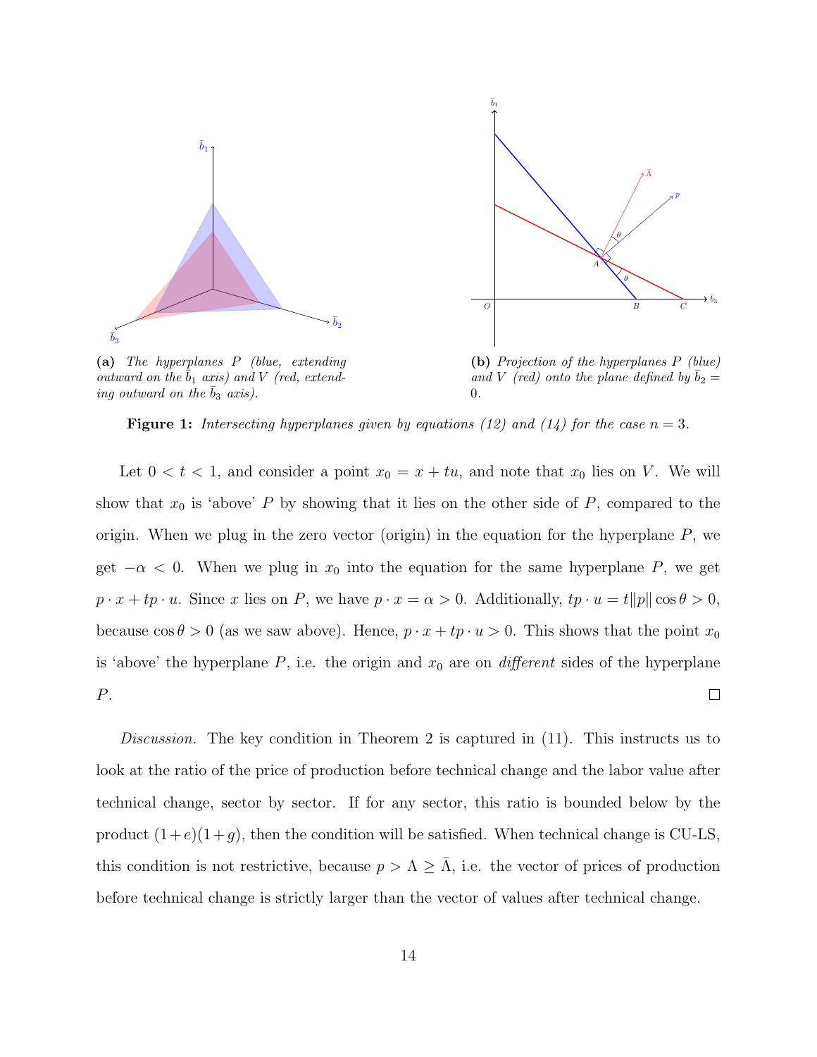**(a)** *The hyperplanes $P$ (blue, extending outward on the $\bar{b}_1$ axis) and $V$ (red, extending outward on the $\bar{b}_3$ axis).*

**(b)** *Projection of the hyperplanes $P$ (blue) and $V$ (red) onto the plane defined by $\bar{b}_2 = 0$.*

**Figure 1:** *Intersecting hyperplanes given by equations (12) and (14) for the case $n = 3$.*

Let $0 < t < 1$, and consider a point $x_0 = x + tu$, and note that $x_0$ lies on $V$. We will show that $x_0$ is 'above' $P$ by showing that it lies on the other side of $P$, compared to the origin. When we plug in the zero vector (origin) in the equation for the hyperplane $P$, we get $-\alpha < 0$. When we plug in $x_0$ into the equation for the same hyperplane $P$, we get $p \cdot x + tp \cdot u$. Since $x$ lies on $P$, we have $p \cdot x = \alpha > 0$. Additionally, $tp \cdot u = t\|p\| \cos\theta > 0$, because $\cos\theta > 0$ (as we saw above). Hence, $p \cdot x + tp \cdot u > 0$. This shows that the point $x_0$ is 'above' the hyperplane $P$, i.e. the origin and $x_0$ are on *different* sides of the hyperplane $P$. □

*Discussion.* The key condition in Theorem 2 is captured in (11). This instructs us to look at the ratio of the price of production before technical change and the labor value after technical change, sector by sector. If for any sector, this ratio is bounded below by the product $(1+e)(1+g)$, then the condition will be satisfied. When technical change is CU-LS, this condition is not restrictive, because $p > \Lambda \geq \bar{\Lambda}$, i.e. the vector of prices of production before technical change is strictly larger than the vector of values after technical change.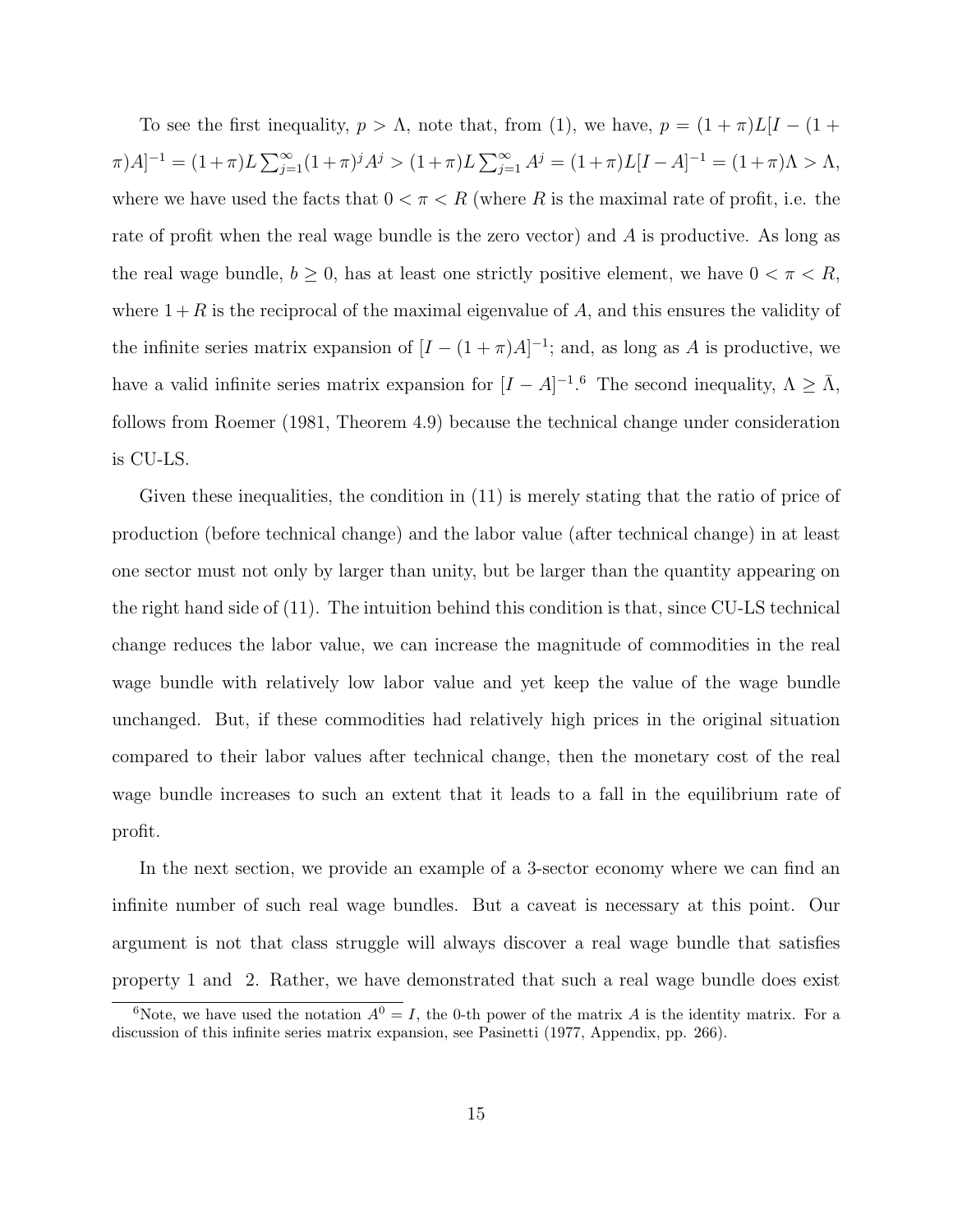To see the first inequality, $p > \Lambda$, note that, from (1), we have, $p = (1+\pi)L[I-(1+\pi)A]^{-1} = (1+\pi)L\sum_{j=1}^{\infty}(1+\pi)^j A^j > (1+\pi)L\sum_{j=1}^{\infty} A^j = (1+\pi)L[I-A]^{-1} = (1+\pi)\Lambda > \Lambda$, where we have used the facts that $0 < \pi < R$ (where $R$ is the maximal rate of profit, i.e. the rate of profit when the real wage bundle is the zero vector) and $A$ is productive. As long as the real wage bundle, $b \geq 0$, has at least one strictly positive element, we have $0 < \pi < R$, where $1+R$ is the reciprocal of the maximal eigenvalue of $A$, and this ensures the validity of the infinite series matrix expansion of $[I-(1+\pi)A]^{-1}$; and, as long as $A$ is productive, we have a valid infinite series matrix expansion for $[I-A]^{-1}$.[6] The second inequality, $\Lambda \geq \bar{\Lambda}$, follows from Roemer (1981, Theorem 4.9) because the technical change under consideration is CU-LS.

Given these inequalities, the condition in (11) is merely stating that the ratio of price of production (before technical change) and the labor value (after technical change) in at least one sector must not only by larger than unity, but be larger than the quantity appearing on the right hand side of (11). The intuition behind this condition is that, since CU-LS technical change reduces the labor value, we can increase the magnitude of commodities in the real wage bundle with relatively low labor value and yet keep the value of the wage bundle unchanged. But, if these commodities had relatively high prices in the original situation compared to their labor values after technical change, then the monetary cost of the real wage bundle increases to such an extent that it leads to a fall in the equilibrium rate of profit.

In the next section, we provide an example of a 3-sector economy where we can find an infinite number of such real wage bundles. But a caveat is necessary at this point. Our argument is not that class struggle will always discover a real wage bundle that satisfies property 1 and 2. Rather, we have demonstrated that such a real wage bundle does exist

[6] Note, we have used the notation $A^0 = I$, the 0-th power of the matrix $A$ is the identity matrix. For a discussion of this infinite series matrix expansion, see Pasinetti (1977, Appendix, pp. 266).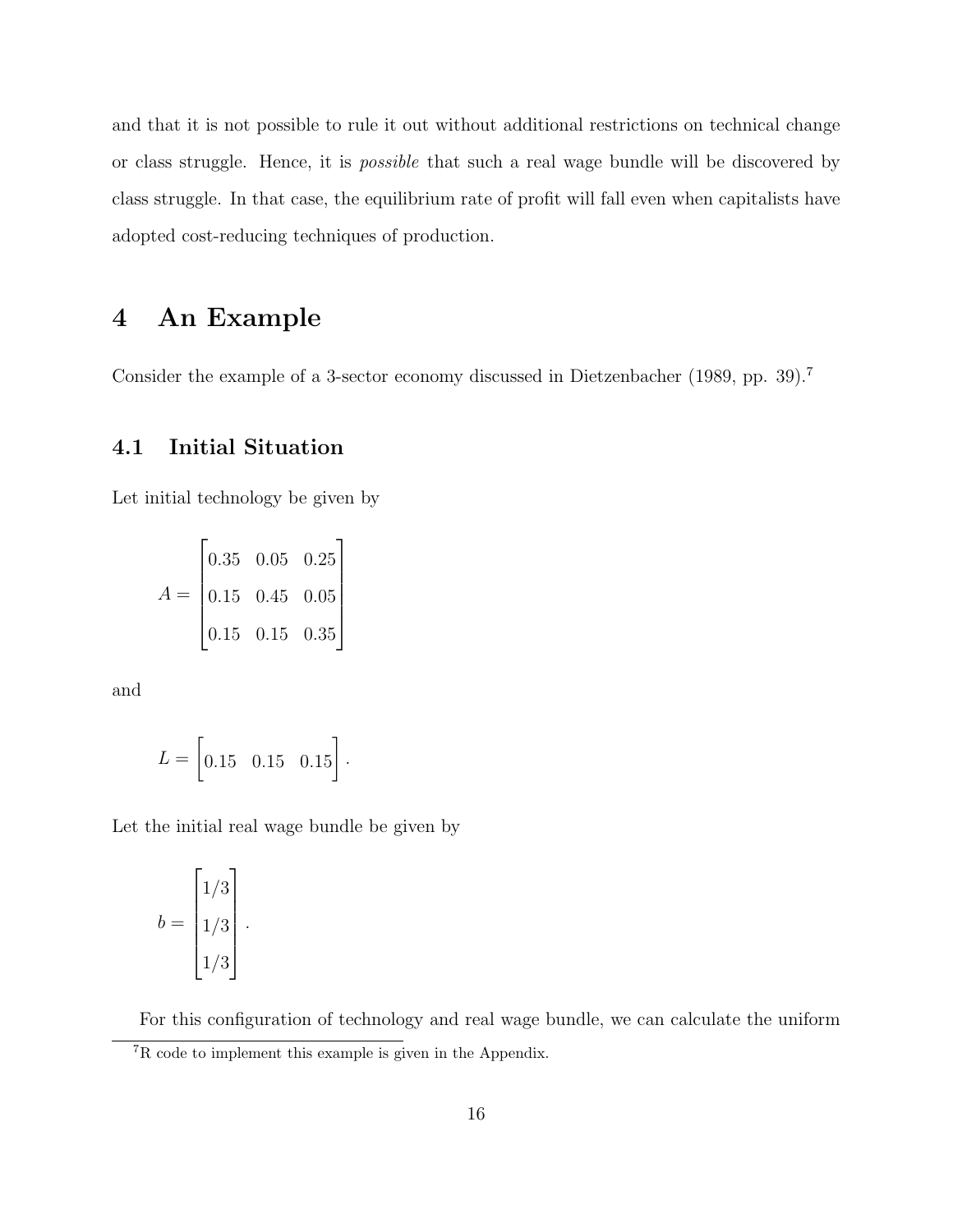and that it is not possible to rule it out without additional restrictions on technical change or class struggle. Hence, it is *possible* that such a real wage bundle will be discovered by class struggle. In that case, the equilibrium rate of profit will fall even when capitalists have adopted cost-reducing techniques of production.

# 4 An Example

Consider the example of a 3-sector economy discussed in Dietzenbacher (1989, pp. 39).[7]

## 4.1 Initial Situation

Let initial technology be given by

$$A = \begin{bmatrix} 0.35 & 0.05 & 0.25 \\ 0.15 & 0.45 & 0.05 \\ 0.15 & 0.15 & 0.35 \end{bmatrix}$$

and

$$L = \begin{bmatrix} 0.15 & 0.15 & 0.15 \end{bmatrix}.$$

Let the initial real wage bundle be given by

$$b = \begin{bmatrix} 1/3 \\ 1/3 \\ 1/3 \end{bmatrix}.$$

For this configuration of technology and real wage bundle, we can calculate the uniform

[7] R code to implement this example is given in the Appendix.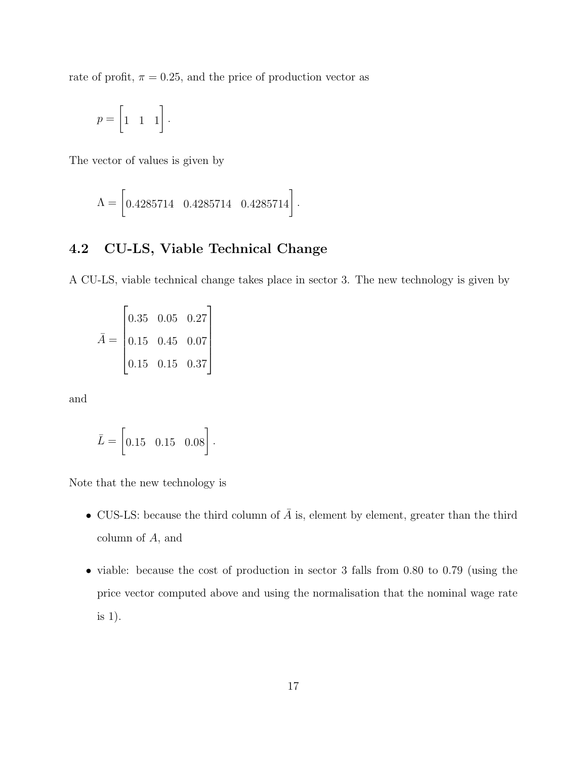rate of profit, $\pi = 0.25$, and the price of production vector as

$$p = \begin{bmatrix} 1 & 1 & 1 \end{bmatrix}.$$

The vector of values is given by

$$\Lambda = \begin{bmatrix} 0.4285714 & 0.4285714 & 0.4285714 \end{bmatrix}.$$

## 4.2 CU-LS, Viable Technical Change

A CU-LS, viable technical change takes place in sector 3. The new technology is given by

$$\bar{A} = \begin{bmatrix} 0.35 & 0.05 & 0.27 \\ 0.15 & 0.45 & 0.07 \\ 0.15 & 0.15 & 0.37 \end{bmatrix}$$

and

$$\bar{L} = \begin{bmatrix} 0.15 & 0.15 & 0.08 \end{bmatrix}.$$

Note that the new technology is

- CUS-LS: because the third column of $\bar{A}$ is, element by element, greater than the third column of $A$, and
- viable: because the cost of production in sector 3 falls from 0.80 to 0.79 (using the price vector computed above and using the normalisation that the nominal wage rate is 1).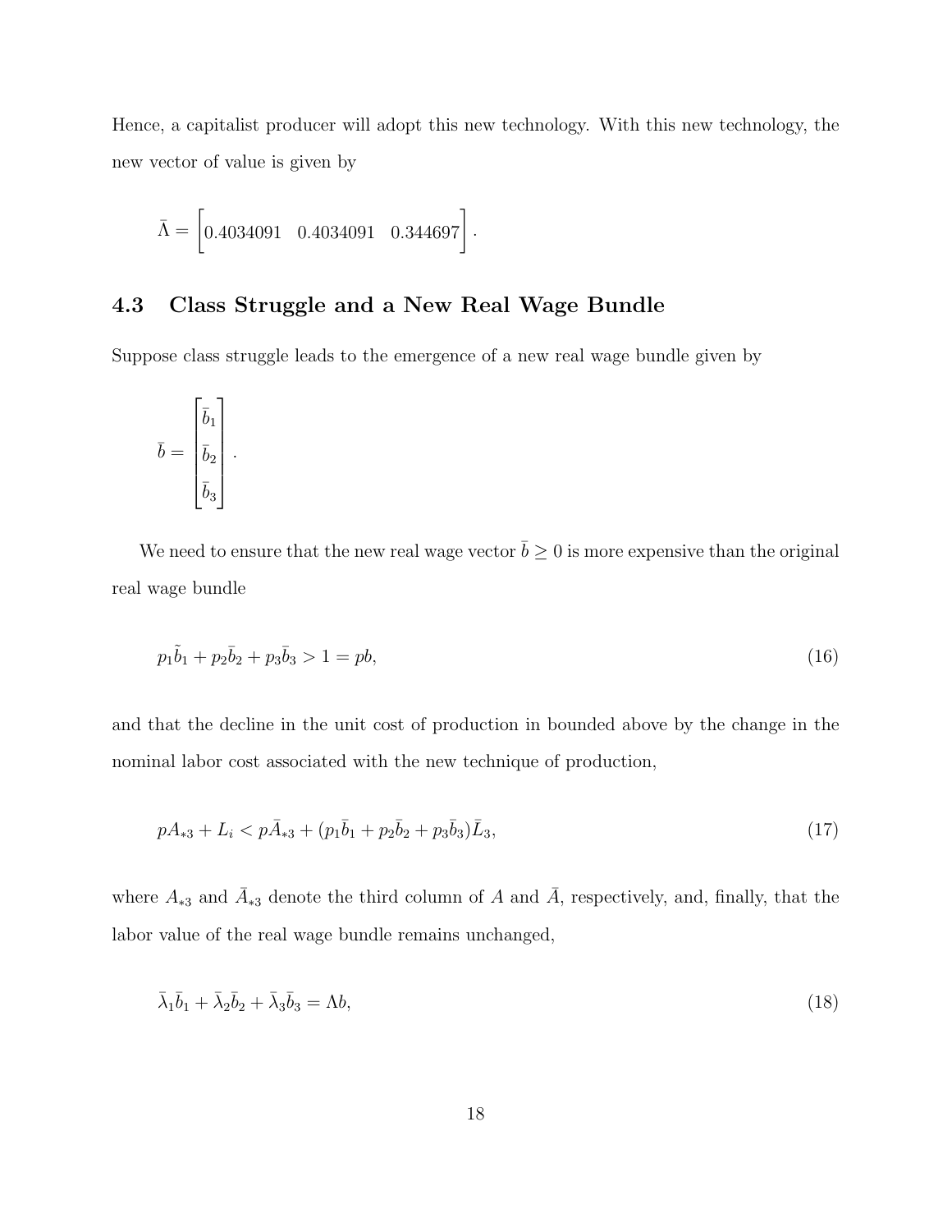Hence, a capitalist producer will adopt this new technology. With this new technology, the new vector of value is given by

$$\bar{\Lambda} = \begin{bmatrix} 0.4034091 & 0.4034091 & 0.344697 \end{bmatrix}.$$

### 4.3 Class Struggle and a New Real Wage Bundle

Suppose class struggle leads to the emergence of a new real wage bundle given by

$$\bar{b} = \begin{bmatrix} \bar{b}_1 \\ \bar{b}_2 \\ \bar{b}_3 \end{bmatrix}.$$

We need to ensure that the new real wage vector $\bar{b} \geq 0$ is more expensive than the original real wage bundle

$$p_1\tilde{b}_1 + p_2\bar{b}_2 + p_3\bar{b}_3 > 1 = pb, \tag{16}$$

and that the decline in the unit cost of production in bounded above by the change in the nominal labor cost associated with the new technique of production,

$$pA_{*3} + L_i < p\bar{A}_{*3} + (p_1\bar{b}_1 + p_2\bar{b}_2 + p_3\bar{b}_3)\bar{L}_3, \tag{17}$$

where $A_{*3}$ and $\bar{A}_{*3}$ denote the third column of $A$ and $\bar{A}$, respectively, and, finally, that the labor value of the real wage bundle remains unchanged,

$$\bar{\lambda}_1\bar{b}_1 + \bar{\lambda}_2\bar{b}_2 + \bar{\lambda}_3\bar{b}_3 = \Lambda b, \tag{18}$$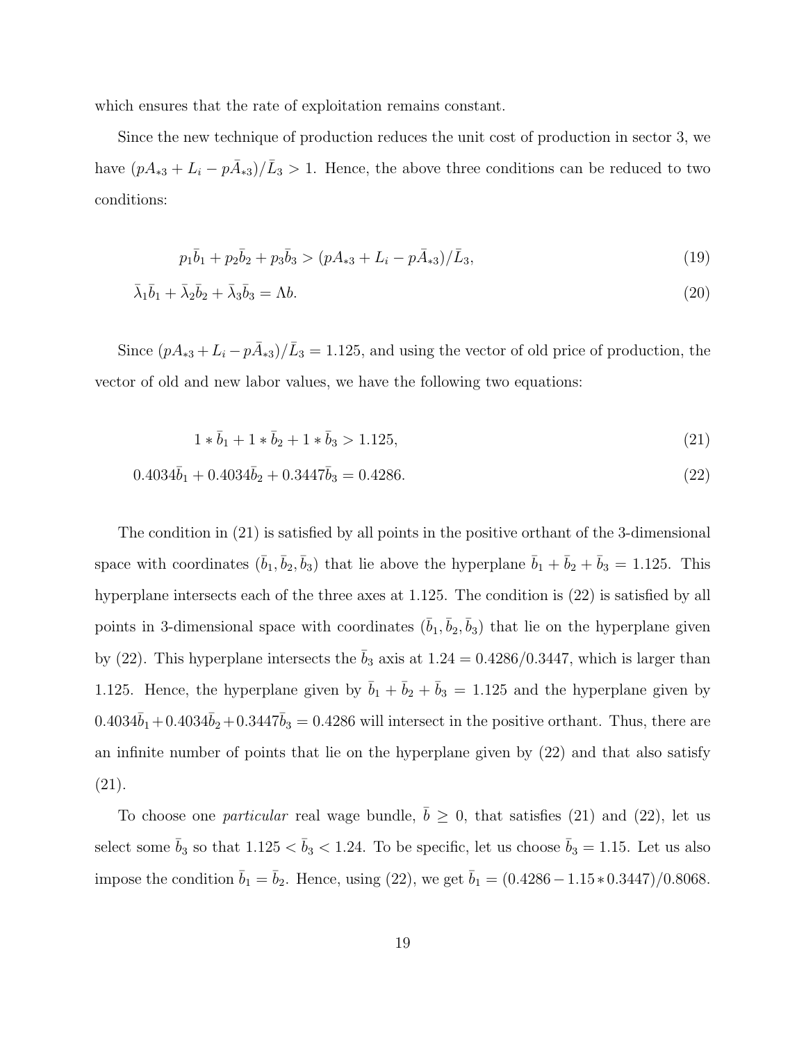which ensures that the rate of exploitation remains constant.

Since the new technique of production reduces the unit cost of production in sector 3, we have $(pA_{*3} + L_i - p\bar{A}_{*3})/\bar{L}_3 > 1$. Hence, the above three conditions can be reduced to two conditions:

$$p_1\bar{b}_1 + p_2\bar{b}_2 + p_3\bar{b}_3 > (pA_{*3} + L_i - p\bar{A}_{*3})/\bar{L}_3, \tag{19}$$

$$\bar{\lambda}_1\bar{b}_1 + \bar{\lambda}_2\bar{b}_2 + \bar{\lambda}_3\bar{b}_3 = \Lambda b. \tag{20}$$

Since $(pA_{*3} + L_i - p\bar{A}_{*3})/\bar{L}_3 = 1.125$, and using the vector of old price of production, the vector of old and new labor values, we have the following two equations:

$$1 * \bar{b}_1 + 1 * \bar{b}_2 + 1 * \bar{b}_3 > 1.125, \tag{21}$$

$$0.4034\bar{b}_1 + 0.4034\bar{b}_2 + 0.3447\bar{b}_3 = 0.4286. \tag{22}$$

The condition in (21) is satisfied by all points in the positive orthant of the 3-dimensional space with coordinates $(\bar{b}_1, \bar{b}_2, \bar{b}_3)$ that lie above the hyperplane $\bar{b}_1 + \bar{b}_2 + \bar{b}_3 = 1.125$. This hyperplane intersects each of the three axes at 1.125. The condition is (22) is satisfied by all points in 3-dimensional space with coordinates $(\bar{b}_1, \bar{b}_2, \bar{b}_3)$ that lie on the hyperplane given by (22). This hyperplane intersects the $\bar{b}_3$ axis at $1.24 = 0.4286/0.3447$, which is larger than 1.125. Hence, the hyperplane given by $\bar{b}_1 + \bar{b}_2 + \bar{b}_3 = 1.125$ and the hyperplane given by $0.4034\bar{b}_1 + 0.4034\bar{b}_2 + 0.3447\bar{b}_3 = 0.4286$ will intersect in the positive orthant. Thus, there are an infinite number of points that lie on the hyperplane given by (22) and that also satisfy (21).

To choose one *particular* real wage bundle, $\bar{b} \geq 0$, that satisfies (21) and (22), let us select some $\bar{b}_3$ so that $1.125 < \bar{b}_3 < 1.24$. To be specific, let us choose $\bar{b}_3 = 1.15$. Let us also impose the condition $\bar{b}_1 = \bar{b}_2$. Hence, using (22), we get $\bar{b}_1 = (0.4286 - 1.15 * 0.3447)/0.8068$.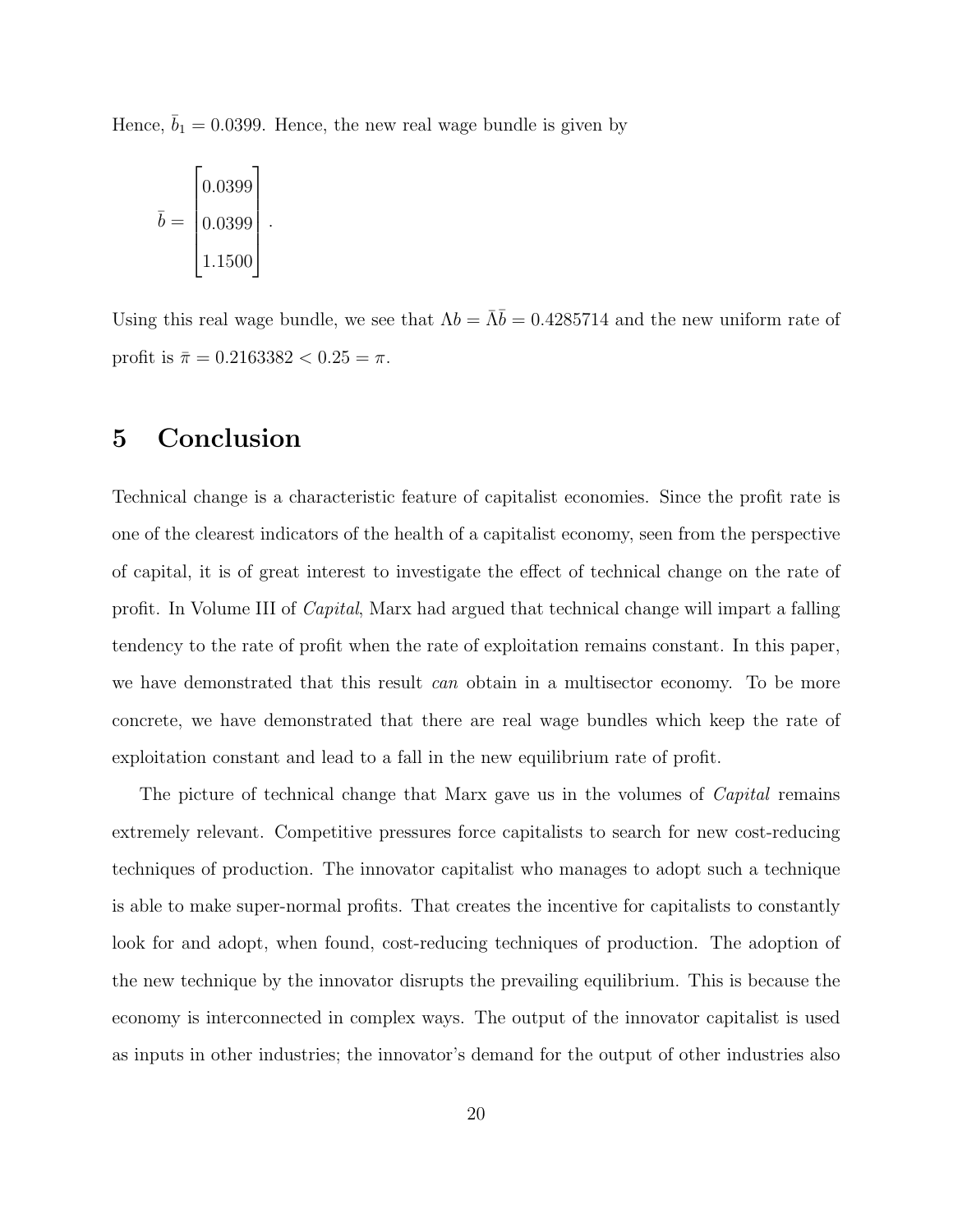Hence, $\bar{b}_1 = 0.0399$. Hence, the new real wage bundle is given by

$$\bar{b} = \begin{bmatrix} 0.0399 \\ 0.0399 \\ 1.1500 \end{bmatrix}.$$

Using this real wage bundle, we see that $\Lambda b = \bar{\Lambda}\bar{b} = 0.4285714$ and the new uniform rate of profit is $\bar{\pi} = 0.2163382 < 0.25 = \pi$.

# 5 Conclusion

Technical change is a characteristic feature of capitalist economies. Since the profit rate is one of the clearest indicators of the health of a capitalist economy, seen from the perspective of capital, it is of great interest to investigate the effect of technical change on the rate of profit. In Volume III of *Capital*, Marx had argued that technical change will impart a falling tendency to the rate of profit when the rate of exploitation remains constant. In this paper, we have demonstrated that this result *can* obtain in a multisector economy. To be more concrete, we have demonstrated that there are real wage bundles which keep the rate of exploitation constant and lead to a fall in the new equilibrium rate of profit.

The picture of technical change that Marx gave us in the volumes of *Capital* remains extremely relevant. Competitive pressures force capitalists to search for new cost-reducing techniques of production. The innovator capitalist who manages to adopt such a technique is able to make super-normal profits. That creates the incentive for capitalists to constantly look for and adopt, when found, cost-reducing techniques of production. The adoption of the new technique by the innovator disrupts the prevailing equilibrium. This is because the economy is interconnected in complex ways. The output of the innovator capitalist is used as inputs in other industries; the innovator's demand for the output of other industries also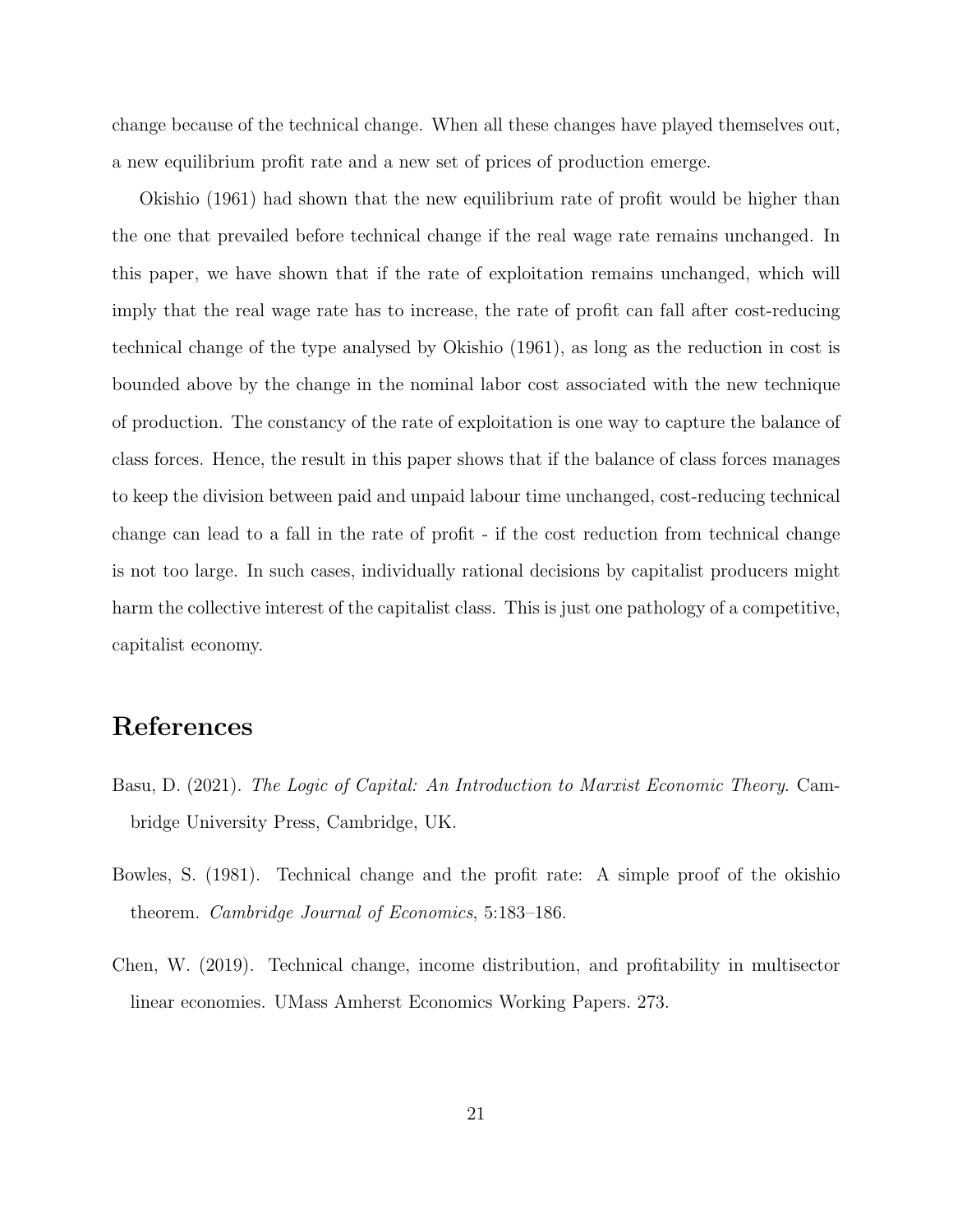change because of the technical change. When all these changes have played themselves out, a new equilibrium profit rate and a new set of prices of production emerge.

Okishio (1961) had shown that the new equilibrium rate of profit would be higher than the one that prevailed before technical change if the real wage rate remains unchanged. In this paper, we have shown that if the rate of exploitation remains unchanged, which will imply that the real wage rate has to increase, the rate of profit can fall after cost-reducing technical change of the type analysed by Okishio (1961), as long as the reduction in cost is bounded above by the change in the nominal labor cost associated with the new technique of production. The constancy of the rate of exploitation is one way to capture the balance of class forces. Hence, the result in this paper shows that if the balance of class forces manages to keep the division between paid and unpaid labour time unchanged, cost-reducing technical change can lead to a fall in the rate of profit - if the cost reduction from technical change is not too large. In such cases, individually rational decisions by capitalist producers might harm the collective interest of the capitalist class. This is just one pathology of a competitive, capitalist economy.

# References

Basu, D. (2021). *The Logic of Capital: An Introduction to Marxist Economic Theory*. Cambridge University Press, Cambridge, UK.

Bowles, S. (1981). Technical change and the profit rate: A simple proof of the okishio theorem. *Cambridge Journal of Economics*, 5:183–186.

Chen, W. (2019). Technical change, income distribution, and profitability in multisector linear economies. UMass Amherst Economics Working Papers. 273.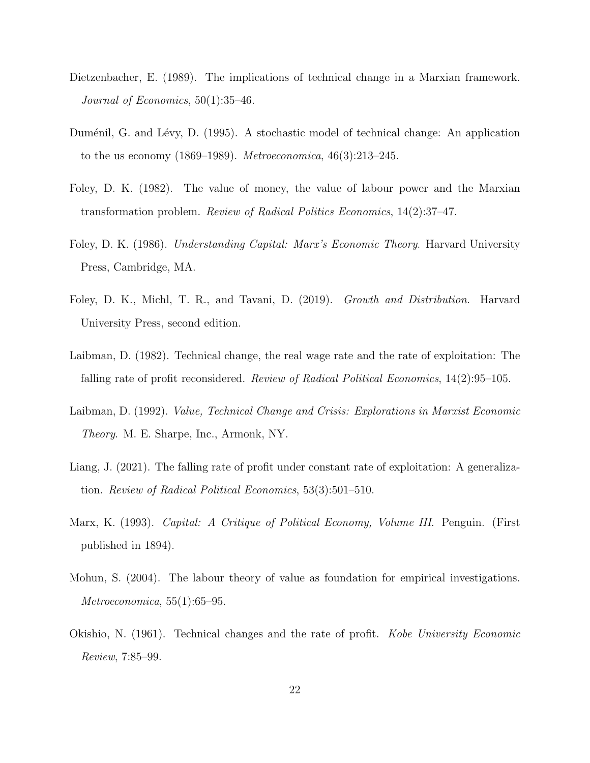Dietzenbacher, E. (1989). The implications of technical change in a Marxian framework. *Journal of Economics*, 50(1):35–46.

Duménil, G. and Lévy, D. (1995). A stochastic model of technical change: An application to the us economy (1869–1989). *Metroeconomica*, 46(3):213–245.

Foley, D. K. (1982). The value of money, the value of labour power and the Marxian transformation problem. *Review of Radical Politics Economics*, 14(2):37–47.

Foley, D. K. (1986). *Understanding Capital: Marx's Economic Theory*. Harvard University Press, Cambridge, MA.

Foley, D. K., Michl, T. R., and Tavani, D. (2019). *Growth and Distribution*. Harvard University Press, second edition.

Laibman, D. (1982). Technical change, the real wage rate and the rate of exploitation: The falling rate of profit reconsidered. *Review of Radical Political Economics*, 14(2):95–105.

Laibman, D. (1992). *Value, Technical Change and Crisis: Explorations in Marxist Economic Theory*. M. E. Sharpe, Inc., Armonk, NY.

Liang, J. (2021). The falling rate of profit under constant rate of exploitation: A generalization. *Review of Radical Political Economics*, 53(3):501–510.

Marx, K. (1993). *Capital: A Critique of Political Economy, Volume III*. Penguin. (First published in 1894).

Mohun, S. (2004). The labour theory of value as foundation for empirical investigations. *Metroeconomica*, 55(1):65–95.

Okishio, N. (1961). Technical changes and the rate of profit. *Kobe University Economic Review*, 7:85–99.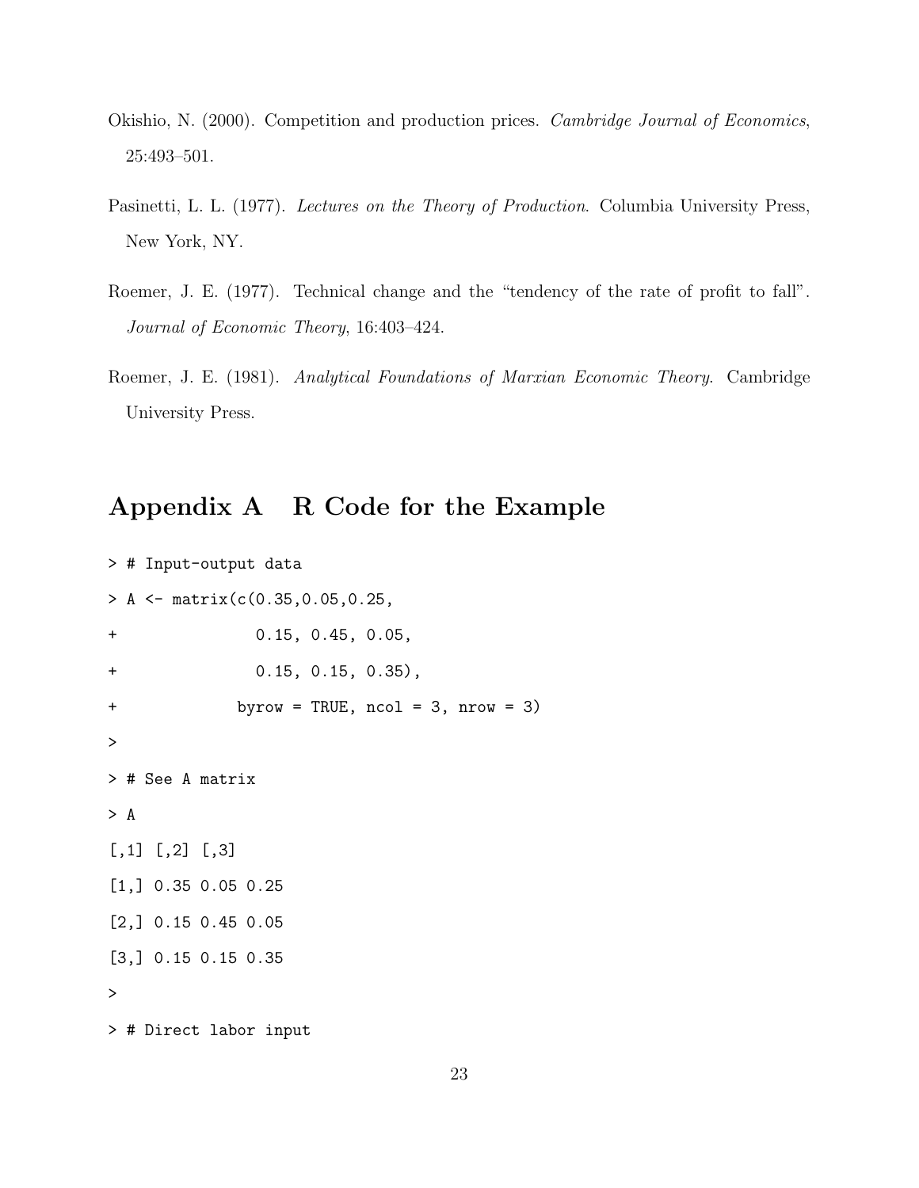Okishio, N. (2000). Competition and production prices. *Cambridge Journal of Economics*, 25:493–501.

Pasinetti, L. L. (1977). *Lectures on the Theory of Production*. Columbia University Press, New York, NY.

Roemer, J. E. (1977). Technical change and the "tendency of the rate of profit to fall". *Journal of Economic Theory*, 16:403–424.

Roemer, J. E. (1981). *Analytical Foundations of Marxian Economic Theory*. Cambridge University Press.

## Appendix A R Code for the Example

```
> # Input-output data
> A <- matrix(c(0.35,0.05,0.25,
+              0.15, 0.45, 0.05,
+              0.15, 0.15, 0.35),
+            byrow = TRUE, ncol = 3, nrow = 3)
>
> # See A matrix
> A
[,1] [,2] [,3]
[1,] 0.35 0.05 0.25
[2,] 0.15 0.45 0.05
[3,] 0.15 0.15 0.35
>
> # Direct labor input
```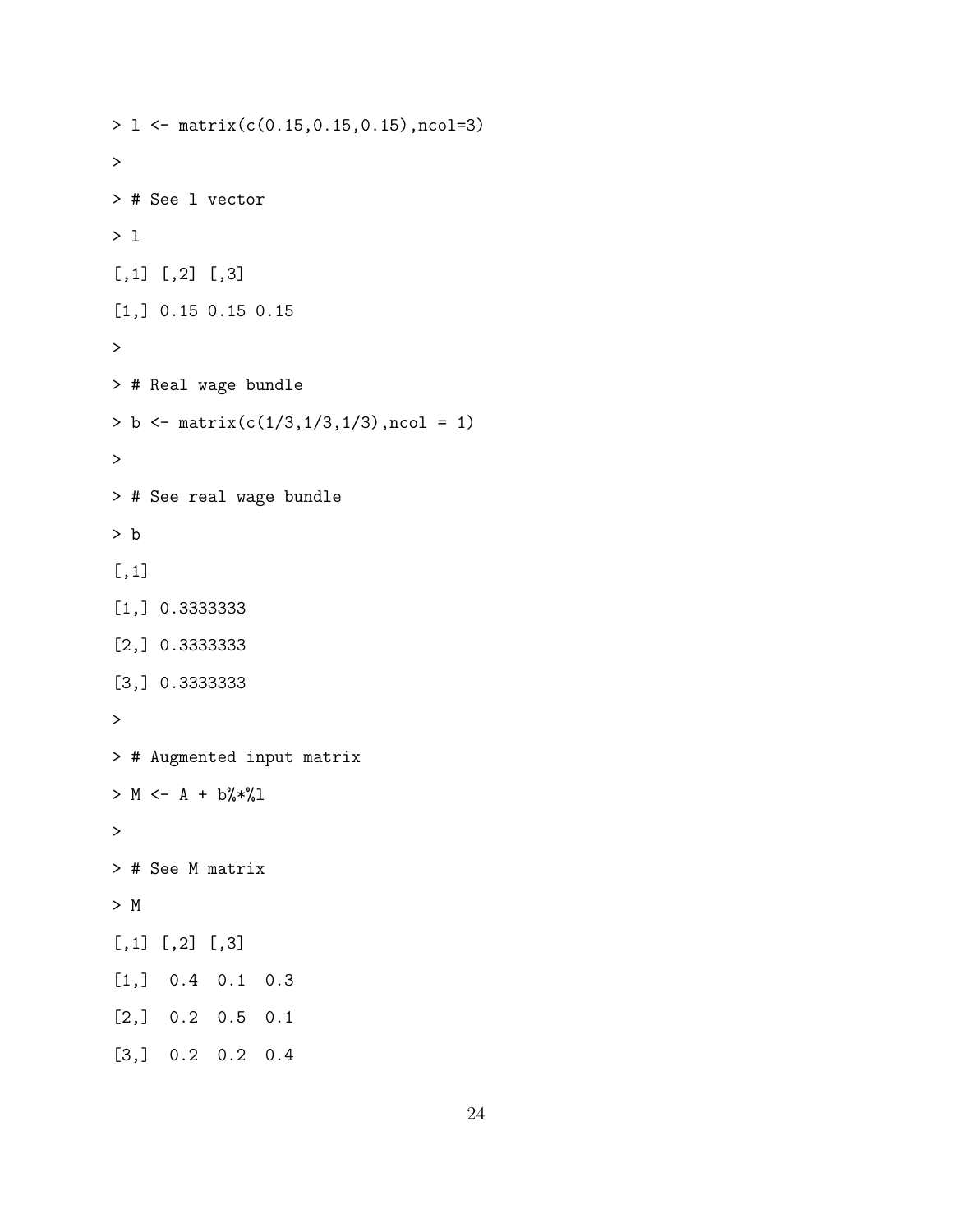```
> l <- matrix(c(0.15,0.15,0.15),ncol=3)
>
> # See l vector
> l
[,1] [,2] [,3]
[1,] 0.15 0.15 0.15
>
> # Real wage bundle
> b <- matrix(c(1/3,1/3,1/3),ncol = 1)
>
> # See real wage bundle
> b
[,1]
[1,] 0.3333333
[2,] 0.3333333
[3,] 0.3333333
>
> # Augmented input matrix
> M <- A + b%*%l
>
> # See M matrix
> M
[,1] [,2] [,3]
[1,]  0.4  0.1  0.3
[2,]  0.2  0.5  0.1
[3,]  0.2  0.2  0.4
```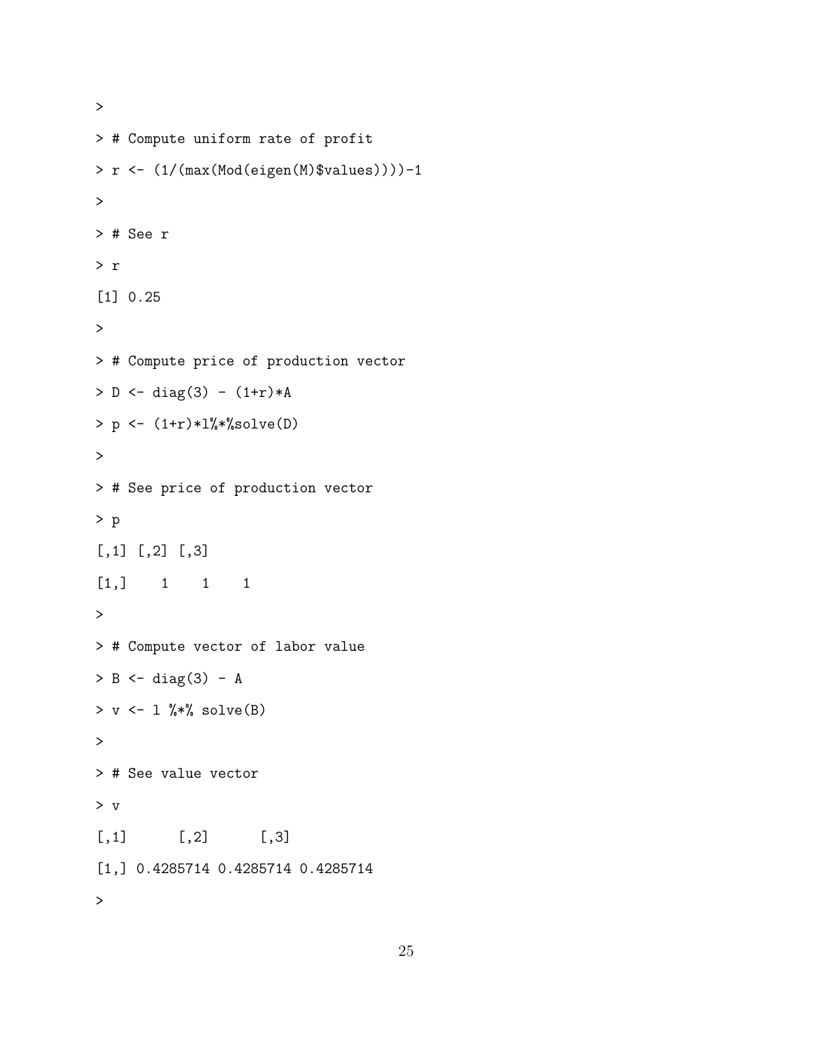```
>
> # Compute uniform rate of profit
> r <- (1/(max(Mod(eigen(M)$values))))-1
>
> # See r
> r
[1] 0.25
>
> # Compute price of production vector
> D <- diag(3) - (1+r)*A
> p <- (1+r)*l%*%solve(D)
>
> # See price of production vector
> p
[,1] [,2] [,3]
[1,]    1    1    1
>
> # Compute vector of labor value
> B <- diag(3) - A
> v <- l %*% solve(B)
>
> # See value vector
> v
[,1]      [,2]      [,3]
[1,] 0.4285714 0.4285714 0.4285714
>
```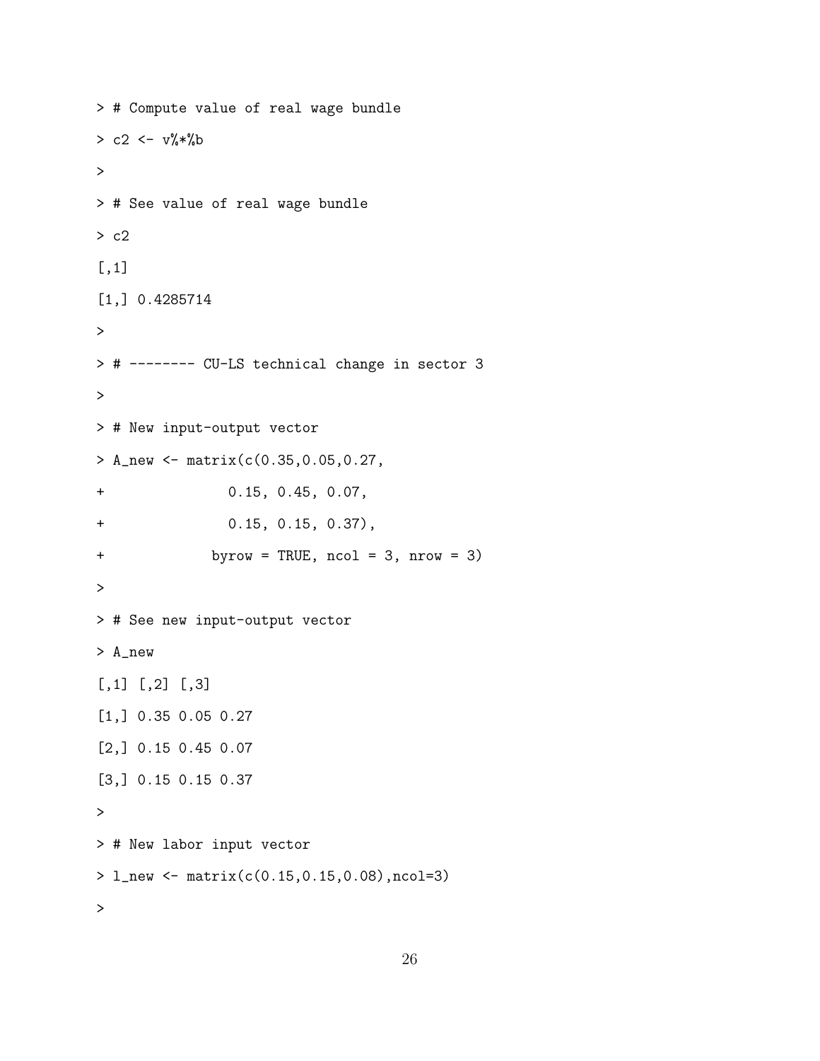```
> # Compute value of real wage bundle
> c2 <- v%*%b
>
> # See value of real wage bundle
> c2
[,1]
[1,] 0.4285714
>
> # -------- CU-LS technical change in sector 3
>
> # New input-output vector
> A_new <- matrix(c(0.35,0.05,0.27,
+               0.15, 0.45, 0.07,
+               0.15, 0.15, 0.37),
+             byrow = TRUE, ncol = 3, nrow = 3)
>
> # See new input-output vector
> A_new
[,1] [,2] [,3]
[1,] 0.35 0.05 0.27
[2,] 0.15 0.45 0.07
[3,] 0.15 0.15 0.37
>
> # New labor input vector
> l_new <- matrix(c(0.15,0.15,0.08),ncol=3)
>
```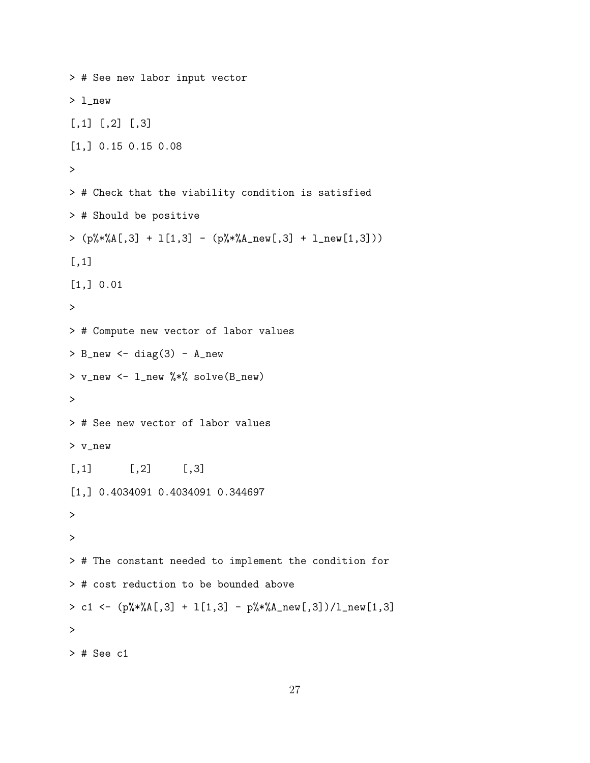```
> # See new labor input vector
> l_new
[,1] [,2] [,3]
[1,] 0.15 0.15 0.08
>
> # Check that the viability condition is satisfied
> # Should be positive
> (p%*%A[,3] + l[1,3] - (p%*%A_new[,3] + l_new[1,3]))
[,1]
[1,] 0.01
>
> # Compute new vector of labor values
> B_new <- diag(3) - A_new
> v_new <- l_new %*% solve(B_new)
>
> # See new vector of labor values
> v_new
[,1]      [,2]     [,3]
[1,] 0.4034091 0.4034091 0.344697
>
>
> # The constant needed to implement the condition for
> # cost reduction to be bounded above
> c1 <- (p%*%A[,3] + l[1,3] - p%*%A_new[,3])/l_new[1,3]
>
> # See c1
```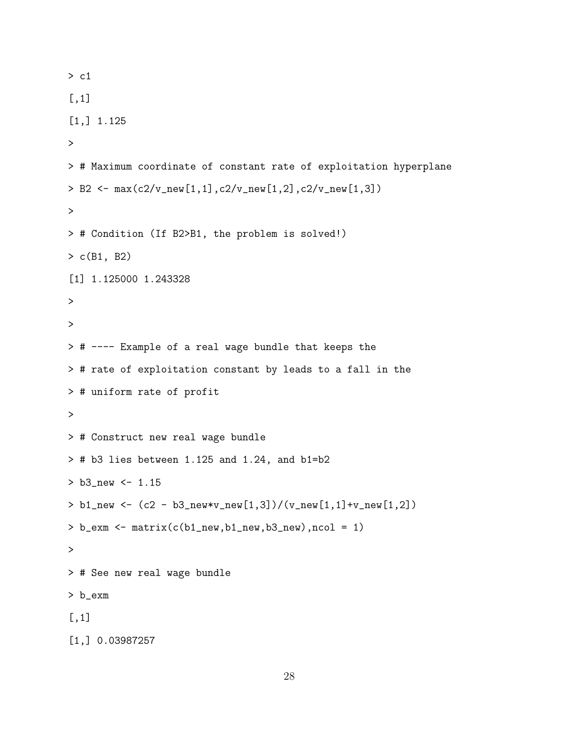```
> c1
[,1]
[1,] 1.125
>
> # Maximum coordinate of constant rate of exploitation hyperplane
> B2 <- max(c2/v_new[1,1],c2/v_new[1,2],c2/v_new[1,3])
>
> # Condition (If B2>B1, the problem is solved!)
> c(B1, B2)
[1] 1.125000 1.243328
>
>
> # ---- Example of a real wage bundle that keeps the
> # rate of exploitation constant by leads to a fall in the
> # uniform rate of profit
>
> # Construct new real wage bundle
> # b3 lies between 1.125 and 1.24, and b1=b2
> b3_new <- 1.15
> b1_new <- (c2 - b3_new*v_new[1,3])/(v_new[1,1]+v_new[1,2])
> b_exm <- matrix(c(b1_new,b1_new,b3_new),ncol = 1)
>
> # See new real wage bundle
> b_exm
[,1]
[1,] 0.03987257
```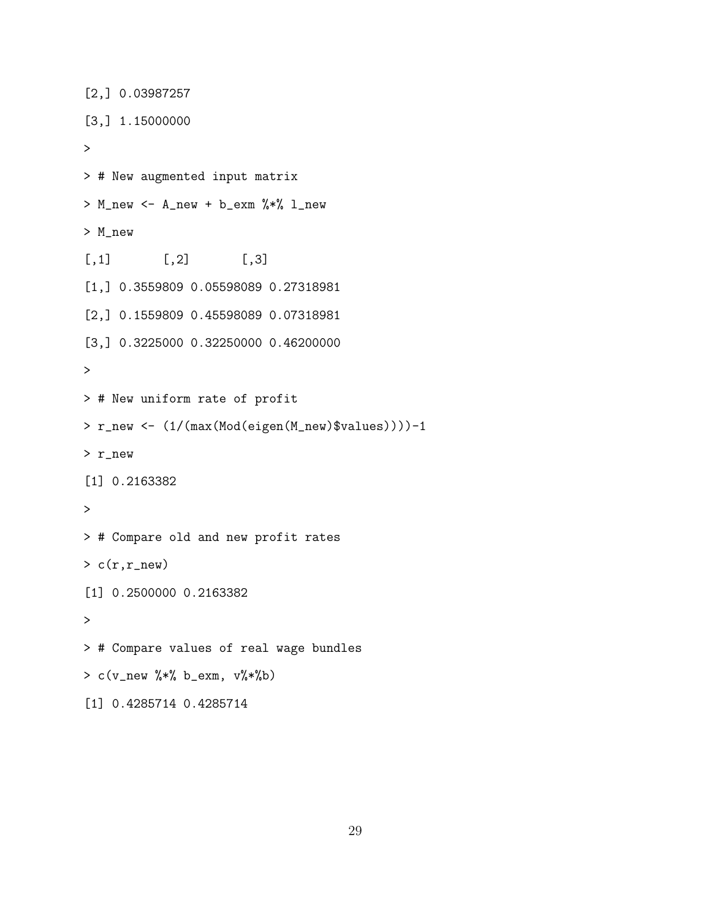```
[2,] 0.03987257
[3,] 1.15000000
>
> # New augmented input matrix
> M_new <- A_new + b_exm %*% l_new
> M_new
[,1]       [,2]       [,3]
[1,] 0.3559809 0.05598089 0.27318981
[2,] 0.1559809 0.45598089 0.07318981
[3,] 0.3225000 0.32250000 0.46200000
>
> # New uniform rate of profit
> r_new <- (1/(max(Mod(eigen(M_new)$values))))-1
> r_new
[1] 0.2163382
>
> # Compare old and new profit rates
> c(r,r_new)
[1] 0.2500000 0.2163382
>
> # Compare values of real wage bundles
> c(v_new %*% b_exm, v%*%b)
[1] 0.4285714 0.4285714
```